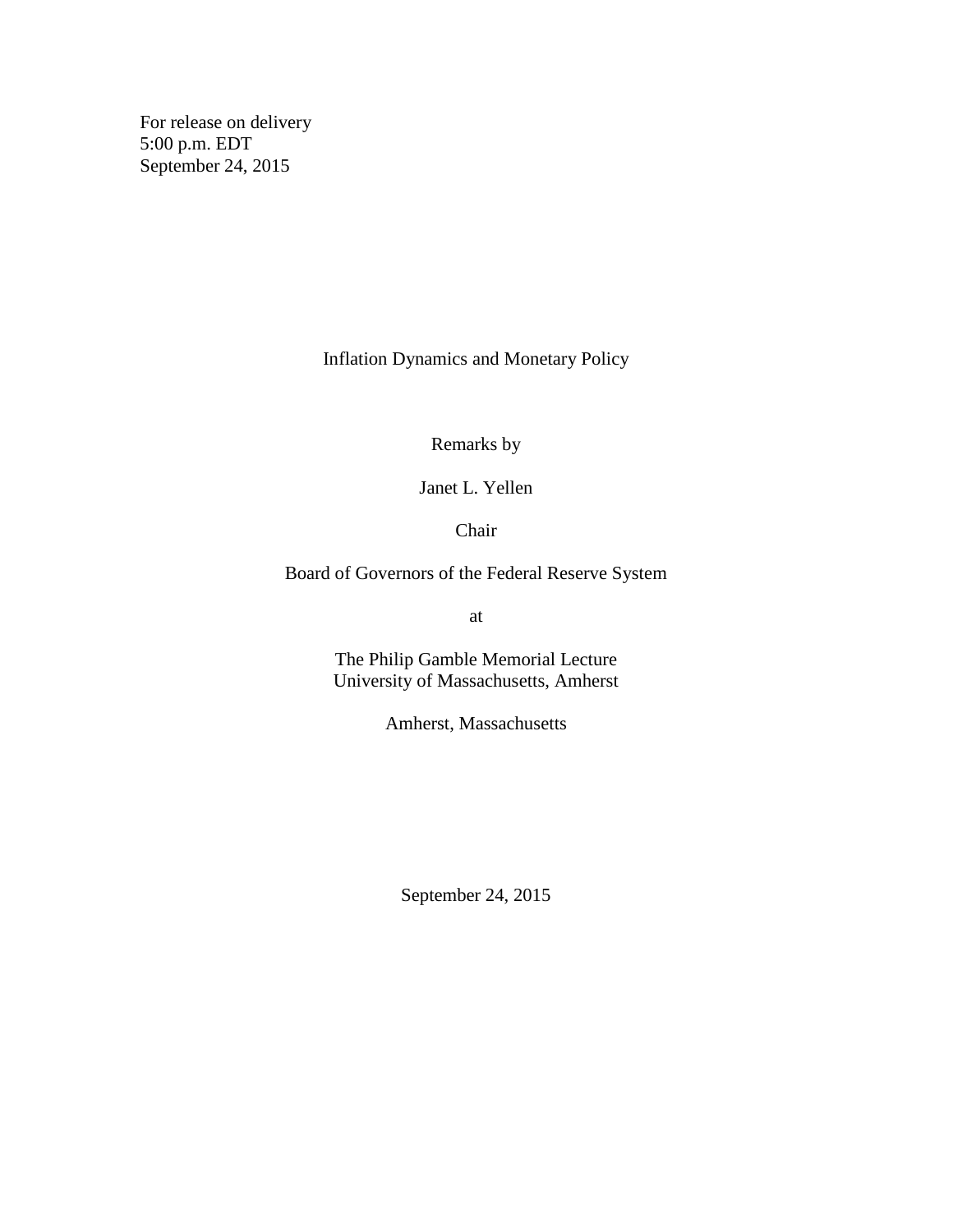For release on delivery
5:00 p.m. EDT
September 24, 2015

# Inflation Dynamics and Monetary Policy

Remarks by

Janet L. Yellen

Chair

Board of Governors of the Federal Reserve System

at

The Philip Gamble Memorial Lecture
University of Massachusetts, Amherst

Amherst, Massachusetts

September 24, 2015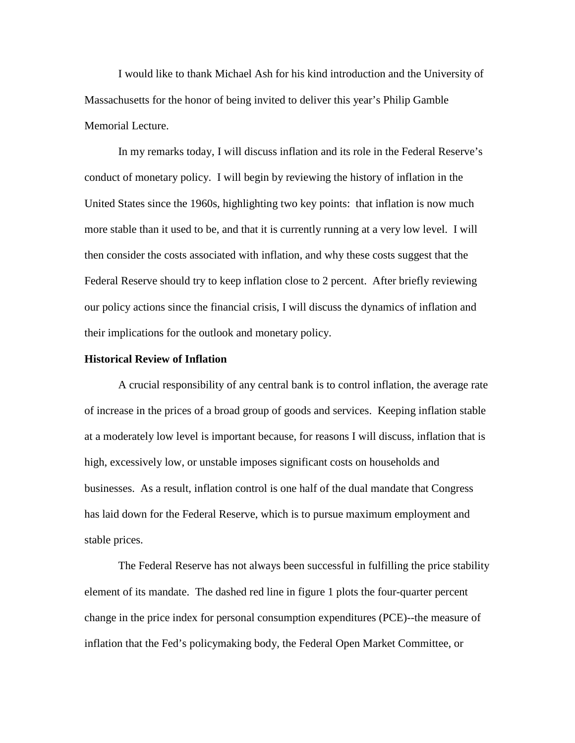I would like to thank Michael Ash for his kind introduction and the University of Massachusetts for the honor of being invited to deliver this year's Philip Gamble Memorial Lecture.

In my remarks today, I will discuss inflation and its role in the Federal Reserve's conduct of monetary policy. I will begin by reviewing the history of inflation in the United States since the 1960s, highlighting two key points: that inflation is now much more stable than it used to be, and that it is currently running at a very low level. I will then consider the costs associated with inflation, and why these costs suggest that the Federal Reserve should try to keep inflation close to 2 percent. After briefly reviewing our policy actions since the financial crisis, I will discuss the dynamics of inflation and their implications for the outlook and monetary policy.

### Historical Review of Inflation

A crucial responsibility of any central bank is to control inflation, the average rate of increase in the prices of a broad group of goods and services. Keeping inflation stable at a moderately low level is important because, for reasons I will discuss, inflation that is high, excessively low, or unstable imposes significant costs on households and businesses. As a result, inflation control is one half of the dual mandate that Congress has laid down for the Federal Reserve, which is to pursue maximum employment and stable prices.

The Federal Reserve has not always been successful in fulfilling the price stability element of its mandate. The dashed red line in figure 1 plots the four-quarter percent change in the price index for personal consumption expenditures (PCE)--the measure of inflation that the Fed's policymaking body, the Federal Open Market Committee, or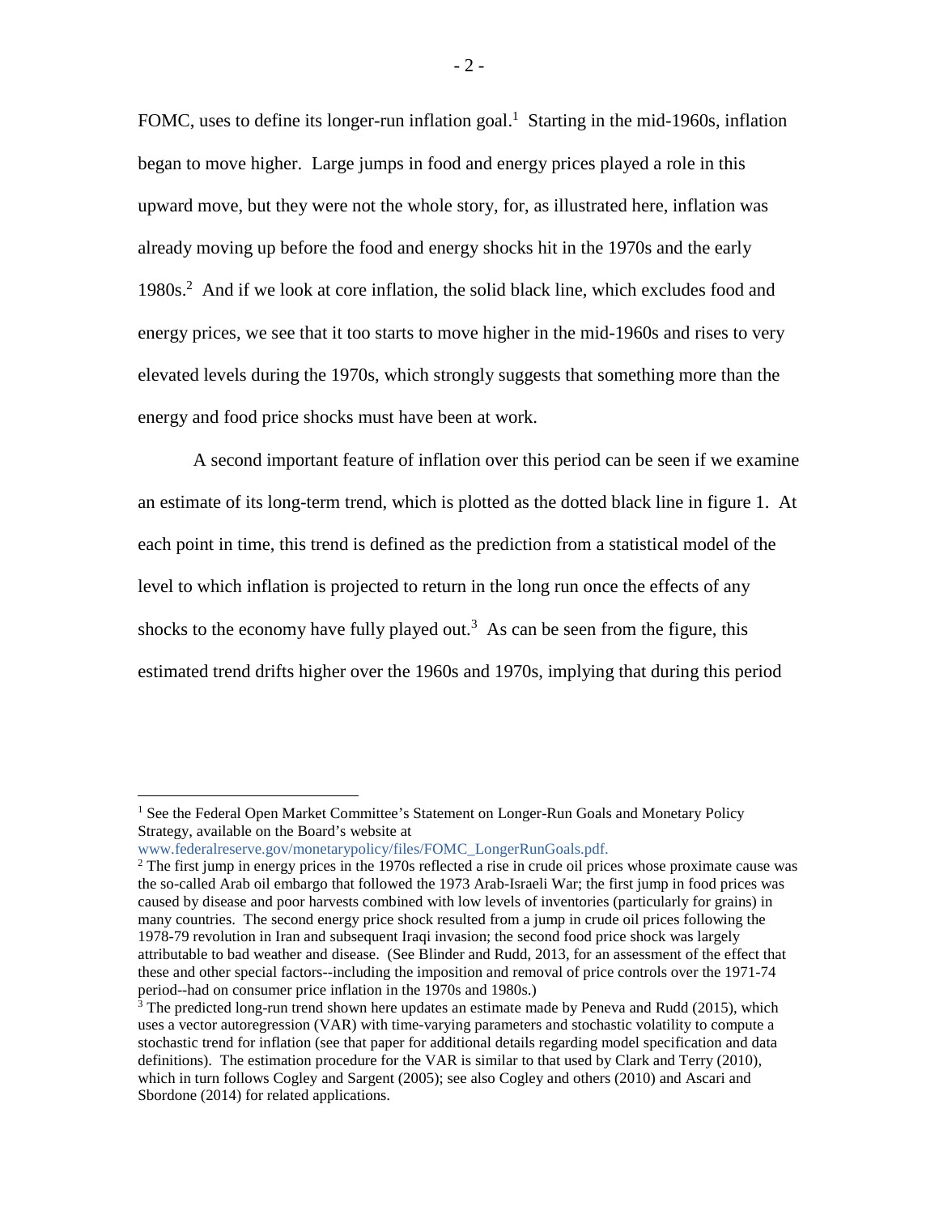FOMC, uses to define its longer-run inflation goal.[1] Starting in the mid-1960s, inflation began to move higher. Large jumps in food and energy prices played a role in this upward move, but they were not the whole story, for, as illustrated here, inflation was already moving up before the food and energy shocks hit in the 1970s and the early 1980s.[2] And if we look at core inflation, the solid black line, which excludes food and energy prices, we see that it too starts to move higher in the mid-1960s and rises to very elevated levels during the 1970s, which strongly suggests that something more than the energy and food price shocks must have been at work.

A second important feature of inflation over this period can be seen if we examine an estimate of its long-term trend, which is plotted as the dotted black line in figure 1. At each point in time, this trend is defined as the prediction from a statistical model of the level to which inflation is projected to return in the long run once the effects of any shocks to the economy have fully played out.[3] As can be seen from the figure, this estimated trend drifts higher over the 1960s and 1970s, implying that during this period

---

[1] See the Federal Open Market Committee's Statement on Longer-Run Goals and Monetary Policy Strategy, available on the Board's website at www.federalreserve.gov/monetarypolicy/files/FOMC_LongerRunGoals.pdf.

[2] The first jump in energy prices in the 1970s reflected a rise in crude oil prices whose proximate cause was the so-called Arab oil embargo that followed the 1973 Arab-Israeli War; the first jump in food prices was caused by disease and poor harvests combined with low levels of inventories (particularly for grains) in many countries. The second energy price shock resulted from a jump in crude oil prices following the 1978-79 revolution in Iran and subsequent Iraqi invasion; the second food price shock was largely attributable to bad weather and disease. (See Blinder and Rudd, 2013, for an assessment of the effect that these and other special factors--including the imposition and removal of price controls over the 1971-74 period--had on consumer price inflation in the 1970s and 1980s.)

[3] The predicted long-run trend shown here updates an estimate made by Peneva and Rudd (2015), which uses a vector autoregression (VAR) with time-varying parameters and stochastic volatility to compute a stochastic trend for inflation (see that paper for additional details regarding model specification and data definitions). The estimation procedure for the VAR is similar to that used by Clark and Terry (2010), which in turn follows Cogley and Sargent (2005); see also Cogley and others (2010) and Ascari and Sbordone (2014) for related applications.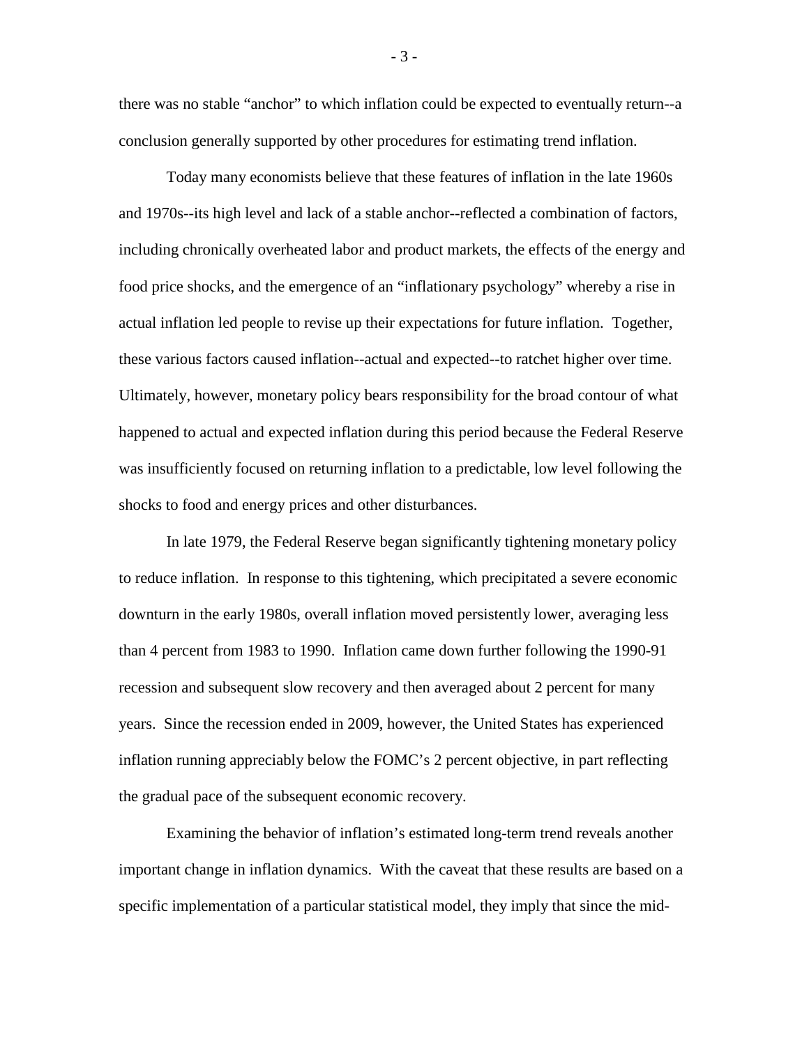there was no stable "anchor" to which inflation could be expected to eventually return--a conclusion generally supported by other procedures for estimating trend inflation.

Today many economists believe that these features of inflation in the late 1960s and 1970s--its high level and lack of a stable anchor--reflected a combination of factors, including chronically overheated labor and product markets, the effects of the energy and food price shocks, and the emergence of an "inflationary psychology" whereby a rise in actual inflation led people to revise up their expectations for future inflation. Together, these various factors caused inflation--actual and expected--to ratchet higher over time. Ultimately, however, monetary policy bears responsibility for the broad contour of what happened to actual and expected inflation during this period because the Federal Reserve was insufficiently focused on returning inflation to a predictable, low level following the shocks to food and energy prices and other disturbances.

In late 1979, the Federal Reserve began significantly tightening monetary policy to reduce inflation. In response to this tightening, which precipitated a severe economic downturn in the early 1980s, overall inflation moved persistently lower, averaging less than 4 percent from 1983 to 1990. Inflation came down further following the 1990-91 recession and subsequent slow recovery and then averaged about 2 percent for many years. Since the recession ended in 2009, however, the United States has experienced inflation running appreciably below the FOMC's 2 percent objective, in part reflecting the gradual pace of the subsequent economic recovery.

Examining the behavior of inflation's estimated long-term trend reveals another important change in inflation dynamics. With the caveat that these results are based on a specific implementation of a particular statistical model, they imply that since the mid-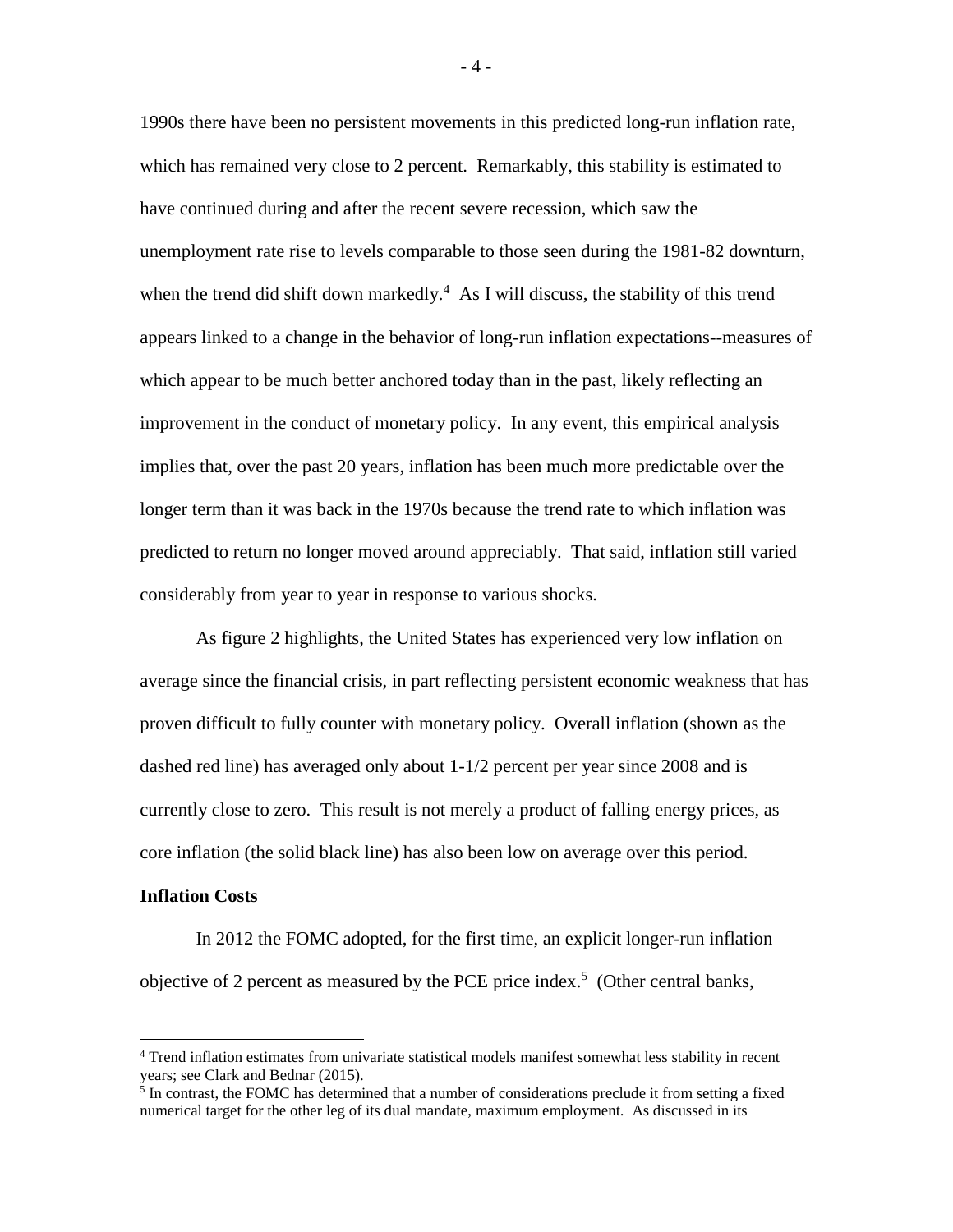1990s there have been no persistent movements in this predicted long-run inflation rate, which has remained very close to 2 percent. Remarkably, this stability is estimated to have continued during and after the recent severe recession, which saw the unemployment rate rise to levels comparable to those seen during the 1981-82 downturn, when the trend did shift down markedly.[4] As I will discuss, the stability of this trend appears linked to a change in the behavior of long-run inflation expectations--measures of which appear to be much better anchored today than in the past, likely reflecting an improvement in the conduct of monetary policy. In any event, this empirical analysis implies that, over the past 20 years, inflation has been much more predictable over the longer term than it was back in the 1970s because the trend rate to which inflation was predicted to return no longer moved around appreciably. That said, inflation still varied considerably from year to year in response to various shocks.

As figure 2 highlights, the United States has experienced very low inflation on average since the financial crisis, in part reflecting persistent economic weakness that has proven difficult to fully counter with monetary policy. Overall inflation (shown as the dashed red line) has averaged only about 1-1/2 percent per year since 2008 and is currently close to zero. This result is not merely a product of falling energy prices, as core inflation (the solid black line) has also been low on average over this period.

**Inflation Costs**

In 2012 the FOMC adopted, for the first time, an explicit longer-run inflation objective of 2 percent as measured by the PCE price index.[5] (Other central banks,

---

[4] Trend inflation estimates from univariate statistical models manifest somewhat less stability in recent years; see Clark and Bednar (2015).

[5] In contrast, the FOMC has determined that a number of considerations preclude it from setting a fixed numerical target for the other leg of its dual mandate, maximum employment. As discussed in its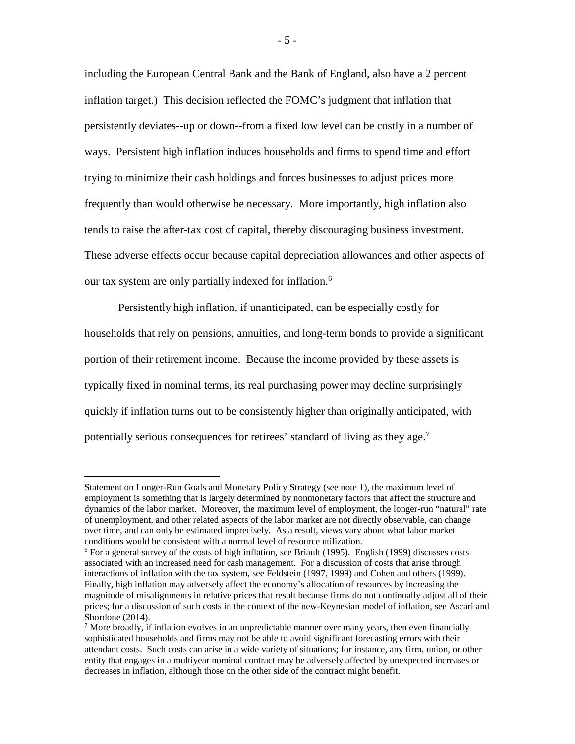including the European Central Bank and the Bank of England, also have a 2 percent inflation target.) This decision reflected the FOMC's judgment that inflation that persistently deviates--up or down--from a fixed low level can be costly in a number of ways. Persistent high inflation induces households and firms to spend time and effort trying to minimize their cash holdings and forces businesses to adjust prices more frequently than would otherwise be necessary. More importantly, high inflation also tends to raise the after-tax cost of capital, thereby discouraging business investment. These adverse effects occur because capital depreciation allowances and other aspects of our tax system are only partially indexed for inflation.[6]

Persistently high inflation, if unanticipated, can be especially costly for households that rely on pensions, annuities, and long-term bonds to provide a significant portion of their retirement income. Because the income provided by these assets is typically fixed in nominal terms, its real purchasing power may decline surprisingly quickly if inflation turns out to be consistently higher than originally anticipated, with potentially serious consequences for retirees' standard of living as they age.[7]

---

Statement on Longer-Run Goals and Monetary Policy Strategy (see note 1), the maximum level of employment is something that is largely determined by nonmonetary factors that affect the structure and dynamics of the labor market. Moreover, the maximum level of employment, the longer-run "natural" rate of unemployment, and other related aspects of the labor market are not directly observable, can change over time, and can only be estimated imprecisely. As a result, views vary about what labor market conditions would be consistent with a normal level of resource utilization.

[6] For a general survey of the costs of high inflation, see Briault (1995). English (1999) discusses costs associated with an increased need for cash management. For a discussion of costs that arise through interactions of inflation with the tax system, see Feldstein (1997, 1999) and Cohen and others (1999). Finally, high inflation may adversely affect the economy's allocation of resources by increasing the magnitude of misalignments in relative prices that result because firms do not continually adjust all of their prices; for a discussion of such costs in the context of the new-Keynesian model of inflation, see Ascari and Sbordone (2014).

[7] More broadly, if inflation evolves in an unpredictable manner over many years, then even financially sophisticated households and firms may not be able to avoid significant forecasting errors with their attendant costs. Such costs can arise in a wide variety of situations; for instance, any firm, union, or other entity that engages in a multiyear nominal contract may be adversely affected by unexpected increases or decreases in inflation, although those on the other side of the contract might benefit.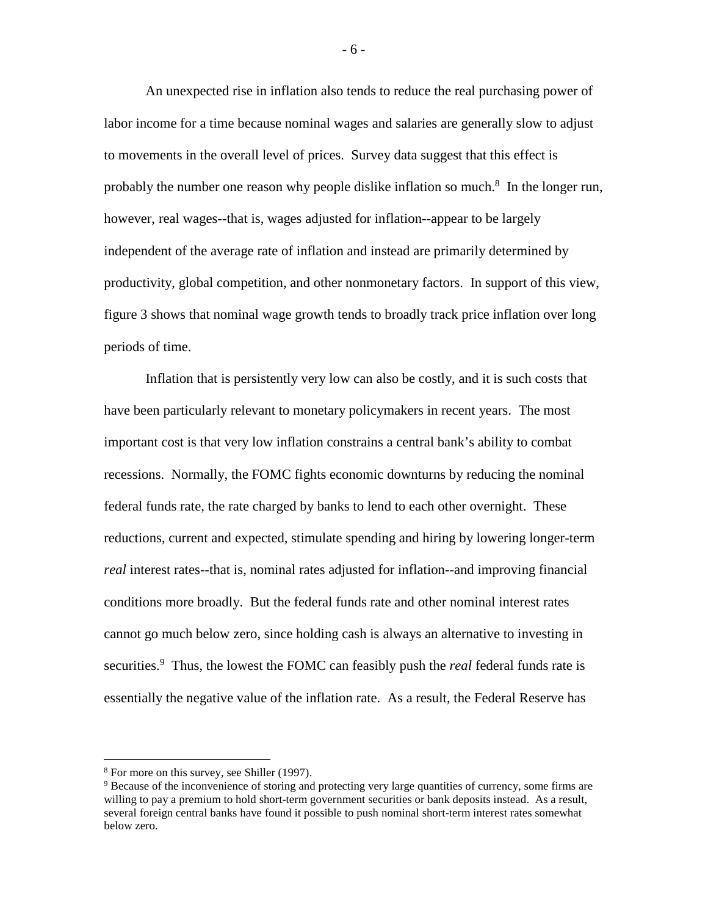An unexpected rise in inflation also tends to reduce the real purchasing power of labor income for a time because nominal wages and salaries are generally slow to adjust to movements in the overall level of prices. Survey data suggest that this effect is probably the number one reason why people dislike inflation so much.[8] In the longer run, however, real wages--that is, wages adjusted for inflation--appear to be largely independent of the average rate of inflation and instead are primarily determined by productivity, global competition, and other nonmonetary factors. In support of this view, figure 3 shows that nominal wage growth tends to broadly track price inflation over long periods of time.

Inflation that is persistently very low can also be costly, and it is such costs that have been particularly relevant to monetary policymakers in recent years. The most important cost is that very low inflation constrains a central bank's ability to combat recessions. Normally, the FOMC fights economic downturns by reducing the nominal federal funds rate, the rate charged by banks to lend to each other overnight. These reductions, current and expected, stimulate spending and hiring by lowering longer-term *real* interest rates--that is, nominal rates adjusted for inflation--and improving financial conditions more broadly. But the federal funds rate and other nominal interest rates cannot go much below zero, since holding cash is always an alternative to investing in securities.[9] Thus, the lowest the FOMC can feasibly push the *real* federal funds rate is essentially the negative value of the inflation rate. As a result, the Federal Reserve has

[8] For more on this survey, see Shiller (1997).

[9] Because of the inconvenience of storing and protecting very large quantities of currency, some firms are willing to pay a premium to hold short-term government securities or bank deposits instead. As a result, several foreign central banks have found it possible to push nominal short-term interest rates somewhat below zero.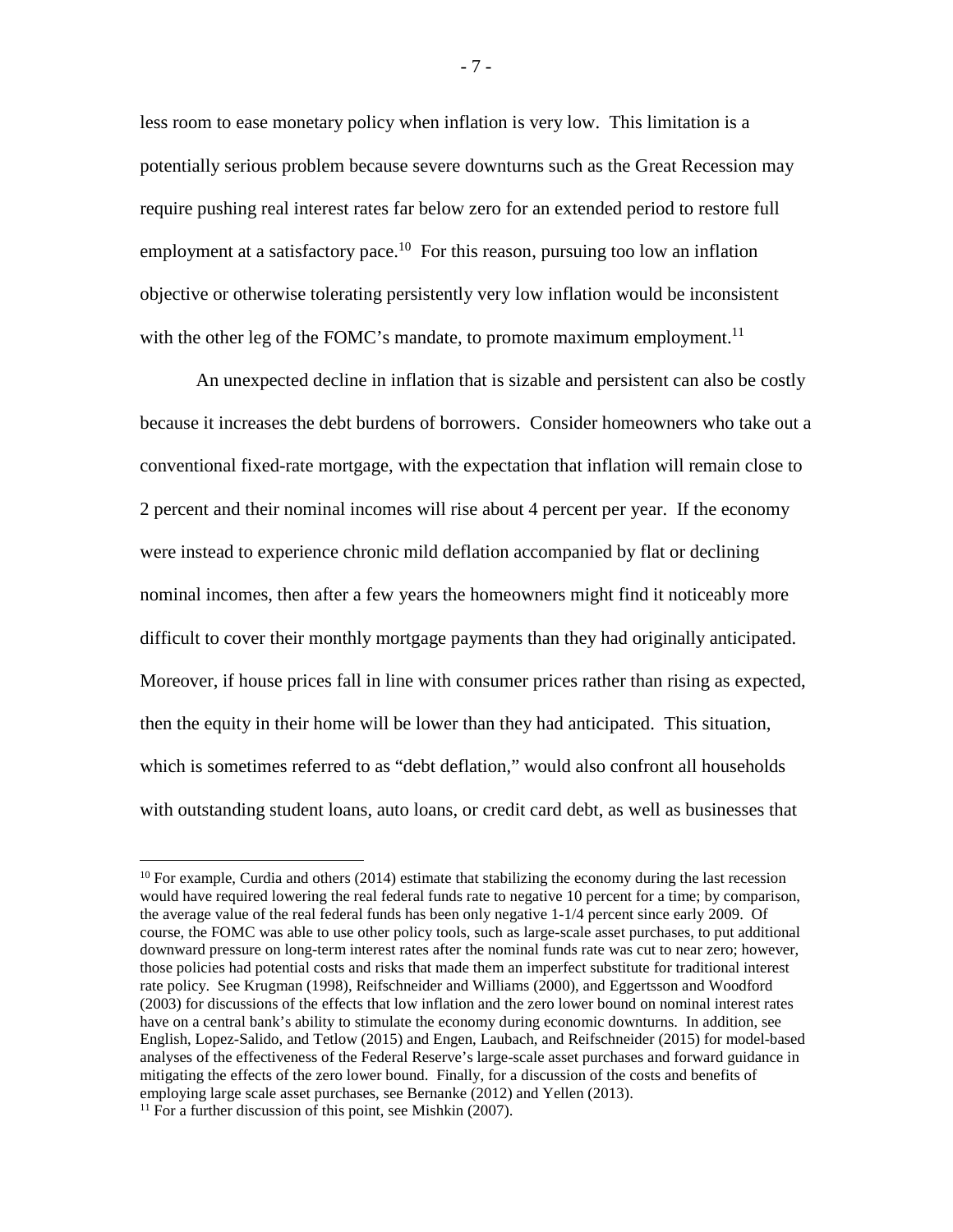less room to ease monetary policy when inflation is very low. This limitation is a potentially serious problem because severe downturns such as the Great Recession may require pushing real interest rates far below zero for an extended period to restore full employment at a satisfactory pace.[10] For this reason, pursuing too low an inflation objective or otherwise tolerating persistently very low inflation would be inconsistent with the other leg of the FOMC's mandate, to promote maximum employment.[11]

An unexpected decline in inflation that is sizable and persistent can also be costly because it increases the debt burdens of borrowers. Consider homeowners who take out a conventional fixed-rate mortgage, with the expectation that inflation will remain close to 2 percent and their nominal incomes will rise about 4 percent per year. If the economy were instead to experience chronic mild deflation accompanied by flat or declining nominal incomes, then after a few years the homeowners might find it noticeably more difficult to cover their monthly mortgage payments than they had originally anticipated. Moreover, if house prices fall in line with consumer prices rather than rising as expected, then the equity in their home will be lower than they had anticipated. This situation, which is sometimes referred to as "debt deflation," would also confront all households with outstanding student loans, auto loans, or credit card debt, as well as businesses that

---

[10] For example, Curdia and others (2014) estimate that stabilizing the economy during the last recession would have required lowering the real federal funds rate to negative 10 percent for a time; by comparison, the average value of the real federal funds has been only negative 1-1/4 percent since early 2009. Of course, the FOMC was able to use other policy tools, such as large-scale asset purchases, to put additional downward pressure on long-term interest rates after the nominal funds rate was cut to near zero; however, those policies had potential costs and risks that made them an imperfect substitute for traditional interest rate policy. See Krugman (1998), Reifschneider and Williams (2000), and Eggertsson and Woodford (2003) for discussions of the effects that low inflation and the zero lower bound on nominal interest rates have on a central bank's ability to stimulate the economy during economic downturns. In addition, see English, Lopez-Salido, and Tetlow (2015) and Engen, Laubach, and Reifschneider (2015) for model-based analyses of the effectiveness of the Federal Reserve's large-scale asset purchases and forward guidance in mitigating the effects of the zero lower bound. Finally, for a discussion of the costs and benefits of employing large scale asset purchases, see Bernanke (2012) and Yellen (2013).

[11] For a further discussion of this point, see Mishkin (2007).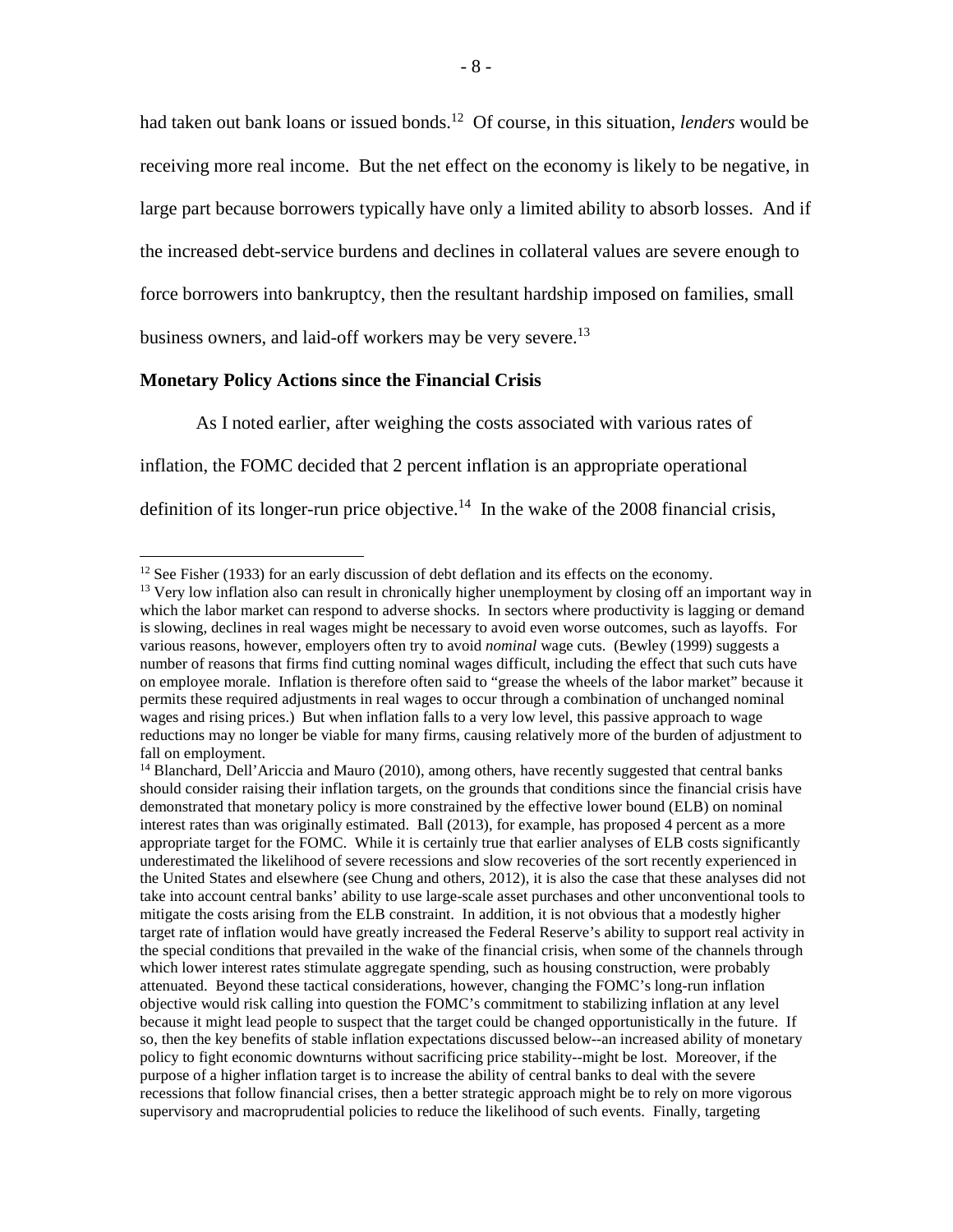had taken out bank loans or issued bonds.[12] Of course, in this situation, *lenders* would be receiving more real income. But the net effect on the economy is likely to be negative, in large part because borrowers typically have only a limited ability to absorb losses. And if the increased debt-service burdens and declines in collateral values are severe enough to force borrowers into bankruptcy, then the resultant hardship imposed on families, small business owners, and laid-off workers may be very severe.[13]

**Monetary Policy Actions since the Financial Crisis**

As I noted earlier, after weighing the costs associated with various rates of inflation, the FOMC decided that 2 percent inflation is an appropriate operational definition of its longer-run price objective.[14] In the wake of the 2008 financial crisis,

---

[12] See Fisher (1933) for an early discussion of debt deflation and its effects on the economy.

[13] Very low inflation also can result in chronically higher unemployment by closing off an important way in which the labor market can respond to adverse shocks. In sectors where productivity is lagging or demand is slowing, declines in real wages might be necessary to avoid even worse outcomes, such as layoffs. For various reasons, however, employers often try to avoid *nominal* wage cuts. (Bewley (1999) suggests a number of reasons that firms find cutting nominal wages difficult, including the effect that such cuts have on employee morale. Inflation is therefore often said to "grease the wheels of the labor market" because it permits these required adjustments in real wages to occur through a combination of unchanged nominal wages and rising prices.) But when inflation falls to a very low level, this passive approach to wage reductions may no longer be viable for many firms, causing relatively more of the burden of adjustment to fall on employment.

[14] Blanchard, Dell'Ariccia and Mauro (2010), among others, have recently suggested that central banks should consider raising their inflation targets, on the grounds that conditions since the financial crisis have demonstrated that monetary policy is more constrained by the effective lower bound (ELB) on nominal interest rates than was originally estimated. Ball (2013), for example, has proposed 4 percent as a more appropriate target for the FOMC. While it is certainly true that earlier analyses of ELB costs significantly underestimated the likelihood of severe recessions and slow recoveries of the sort recently experienced in the United States and elsewhere (see Chung and others, 2012), it is also the case that these analyses did not take into account central banks' ability to use large-scale asset purchases and other unconventional tools to mitigate the costs arising from the ELB constraint. In addition, it is not obvious that a modestly higher target rate of inflation would have greatly increased the Federal Reserve's ability to support real activity in the special conditions that prevailed in the wake of the financial crisis, when some of the channels through which lower interest rates stimulate aggregate spending, such as housing construction, were probably attenuated. Beyond these tactical considerations, however, changing the FOMC's long-run inflation objective would risk calling into question the FOMC's commitment to stabilizing inflation at any level because it might lead people to suspect that the target could be changed opportunistically in the future. If so, then the key benefits of stable inflation expectations discussed below--an increased ability of monetary policy to fight economic downturns without sacrificing price stability--might be lost. Moreover, if the purpose of a higher inflation target is to increase the ability of central banks to deal with the severe recessions that follow financial crises, then a better strategic approach might be to rely on more vigorous supervisory and macroprudential policies to reduce the likelihood of such events. Finally, targeting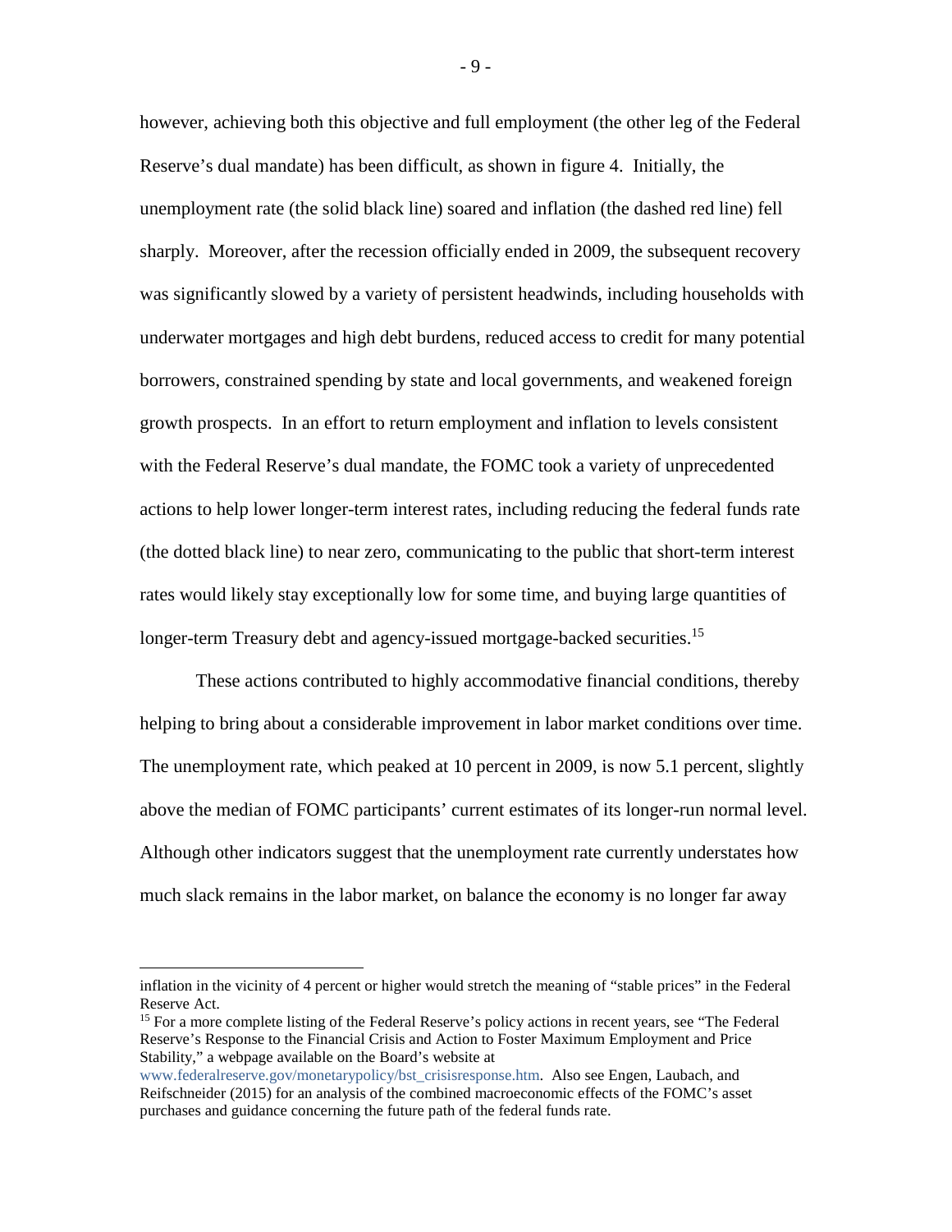however, achieving both this objective and full employment (the other leg of the Federal Reserve's dual mandate) has been difficult, as shown in figure 4. Initially, the unemployment rate (the solid black line) soared and inflation (the dashed red line) fell sharply. Moreover, after the recession officially ended in 2009, the subsequent recovery was significantly slowed by a variety of persistent headwinds, including households with underwater mortgages and high debt burdens, reduced access to credit for many potential borrowers, constrained spending by state and local governments, and weakened foreign growth prospects. In an effort to return employment and inflation to levels consistent with the Federal Reserve's dual mandate, the FOMC took a variety of unprecedented actions to help lower longer-term interest rates, including reducing the federal funds rate (the dotted black line) to near zero, communicating to the public that short-term interest rates would likely stay exceptionally low for some time, and buying large quantities of longer-term Treasury debt and agency-issued mortgage-backed securities.[15]

These actions contributed to highly accommodative financial conditions, thereby helping to bring about a considerable improvement in labor market conditions over time. The unemployment rate, which peaked at 10 percent in 2009, is now 5.1 percent, slightly above the median of FOMC participants' current estimates of its longer-run normal level. Although other indicators suggest that the unemployment rate currently understates how much slack remains in the labor market, on balance the economy is no longer far away

---

inflation in the vicinity of 4 percent or higher would stretch the meaning of "stable prices" in the Federal Reserve Act.

[15] For a more complete listing of the Federal Reserve's policy actions in recent years, see "The Federal Reserve's Response to the Financial Crisis and Action to Foster Maximum Employment and Price Stability," a webpage available on the Board's website at www.federalreserve.gov/monetarypolicy/bst_crisisresponse.htm. Also see Engen, Laubach, and Reifschneider (2015) for an analysis of the combined macroeconomic effects of the FOMC's asset purchases and guidance concerning the future path of the federal funds rate.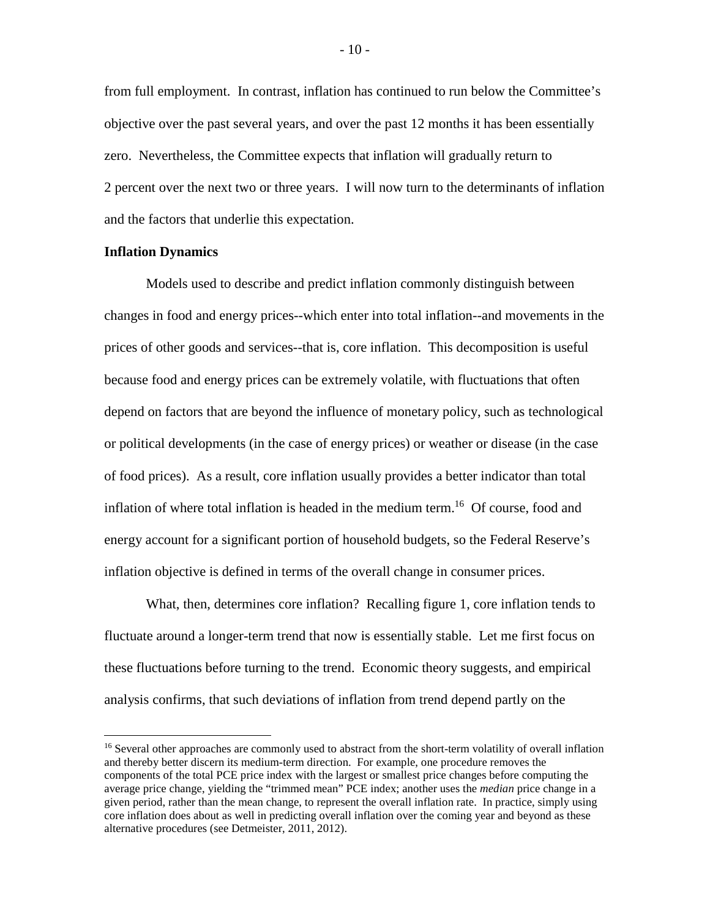from full employment. In contrast, inflation has continued to run below the Committee's objective over the past several years, and over the past 12 months it has been essentially zero. Nevertheless, the Committee expects that inflation will gradually return to 2 percent over the next two or three years. I will now turn to the determinants of inflation and the factors that underlie this expectation.

**Inflation Dynamics**

Models used to describe and predict inflation commonly distinguish between changes in food and energy prices--which enter into total inflation--and movements in the prices of other goods and services--that is, core inflation. This decomposition is useful because food and energy prices can be extremely volatile, with fluctuations that often depend on factors that are beyond the influence of monetary policy, such as technological or political developments (in the case of energy prices) or weather or disease (in the case of food prices). As a result, core inflation usually provides a better indicator than total inflation of where total inflation is headed in the medium term.[16] Of course, food and energy account for a significant portion of household budgets, so the Federal Reserve's inflation objective is defined in terms of the overall change in consumer prices.

What, then, determines core inflation? Recalling figure 1, core inflation tends to fluctuate around a longer-term trend that now is essentially stable. Let me first focus on these fluctuations before turning to the trend. Economic theory suggests, and empirical analysis confirms, that such deviations of inflation from trend depend partly on the

---

[16] Several other approaches are commonly used to abstract from the short-term volatility of overall inflation and thereby better discern its medium-term direction. For example, one procedure removes the components of the total PCE price index with the largest or smallest price changes before computing the average price change, yielding the "trimmed mean" PCE index; another uses the *median* price change in a given period, rather than the mean change, to represent the overall inflation rate. In practice, simply using core inflation does about as well in predicting overall inflation over the coming year and beyond as these alternative procedures (see Detmeister, 2011, 2012).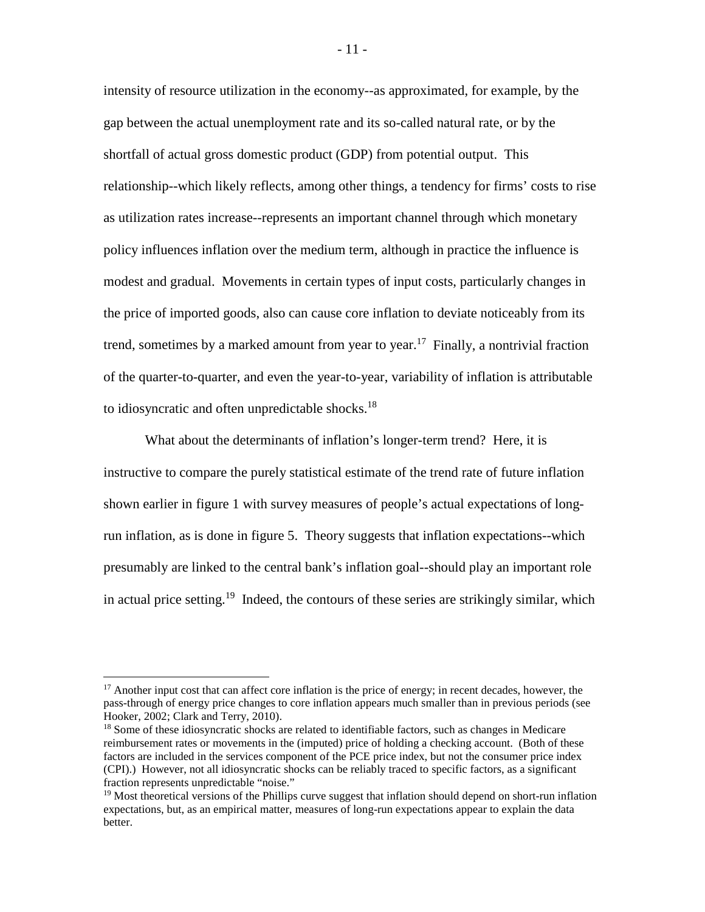intensity of resource utilization in the economy--as approximated, for example, by the gap between the actual unemployment rate and its so-called natural rate, or by the shortfall of actual gross domestic product (GDP) from potential output. This relationship--which likely reflects, among other things, a tendency for firms' costs to rise as utilization rates increase--represents an important channel through which monetary policy influences inflation over the medium term, although in practice the influence is modest and gradual. Movements in certain types of input costs, particularly changes in the price of imported goods, also can cause core inflation to deviate noticeably from its trend, sometimes by a marked amount from year to year.[17] Finally, a nontrivial fraction of the quarter-to-quarter, and even the year-to-year, variability of inflation is attributable to idiosyncratic and often unpredictable shocks.[18]

What about the determinants of inflation's longer-term trend? Here, it is instructive to compare the purely statistical estimate of the trend rate of future inflation shown earlier in figure 1 with survey measures of people's actual expectations of long-run inflation, as is done in figure 5. Theory suggests that inflation expectations--which presumably are linked to the central bank's inflation goal--should play an important role in actual price setting.[19] Indeed, the contours of these series are strikingly similar, which

---

[17] Another input cost that can affect core inflation is the price of energy; in recent decades, however, the pass-through of energy price changes to core inflation appears much smaller than in previous periods (see Hooker, 2002; Clark and Terry, 2010).

[18] Some of these idiosyncratic shocks are related to identifiable factors, such as changes in Medicare reimbursement rates or movements in the (imputed) price of holding a checking account. (Both of these factors are included in the services component of the PCE price index, but not the consumer price index (CPI).) However, not all idiosyncratic shocks can be reliably traced to specific factors, as a significant fraction represents unpredictable "noise."

[19] Most theoretical versions of the Phillips curve suggest that inflation should depend on short-run inflation expectations, but, as an empirical matter, measures of long-run expectations appear to explain the data better.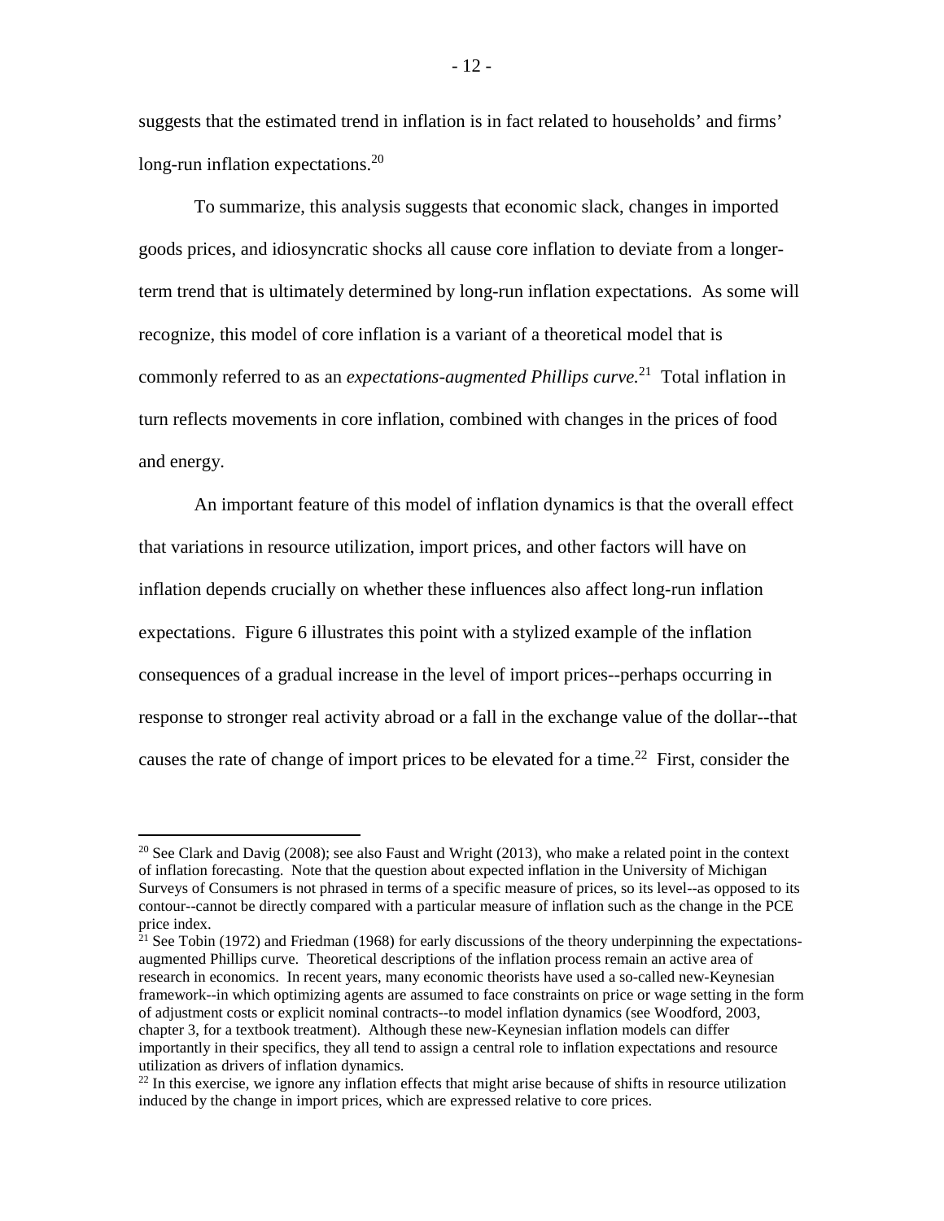suggests that the estimated trend in inflation is in fact related to households' and firms' long-run inflation expectations.[20]

To summarize, this analysis suggests that economic slack, changes in imported goods prices, and idiosyncratic shocks all cause core inflation to deviate from a longer-term trend that is ultimately determined by long-run inflation expectations. As some will recognize, this model of core inflation is a variant of a theoretical model that is commonly referred to as an *expectations-augmented Phillips curve.*[21] Total inflation in turn reflects movements in core inflation, combined with changes in the prices of food and energy.

An important feature of this model of inflation dynamics is that the overall effect that variations in resource utilization, import prices, and other factors will have on inflation depends crucially on whether these influences also affect long-run inflation expectations. Figure 6 illustrates this point with a stylized example of the inflation consequences of a gradual increase in the level of import prices--perhaps occurring in response to stronger real activity abroad or a fall in the exchange value of the dollar--that causes the rate of change of import prices to be elevated for a time.[22] First, consider the

---

[20] See Clark and Davig (2008); see also Faust and Wright (2013), who make a related point in the context of inflation forecasting. Note that the question about expected inflation in the University of Michigan Surveys of Consumers is not phrased in terms of a specific measure of prices, so its level--as opposed to its contour--cannot be directly compared with a particular measure of inflation such as the change in the PCE price index.

[21] See Tobin (1972) and Friedman (1968) for early discussions of the theory underpinning the expectations-augmented Phillips curve. Theoretical descriptions of the inflation process remain an active area of research in economics. In recent years, many economic theorists have used a so-called new-Keynesian framework--in which optimizing agents are assumed to face constraints on price or wage setting in the form of adjustment costs or explicit nominal contracts--to model inflation dynamics (see Woodford, 2003, chapter 3, for a textbook treatment). Although these new-Keynesian inflation models can differ importantly in their specifics, they all tend to assign a central role to inflation expectations and resource utilization as drivers of inflation dynamics.

[22] In this exercise, we ignore any inflation effects that might arise because of shifts in resource utilization induced by the change in import prices, which are expressed relative to core prices.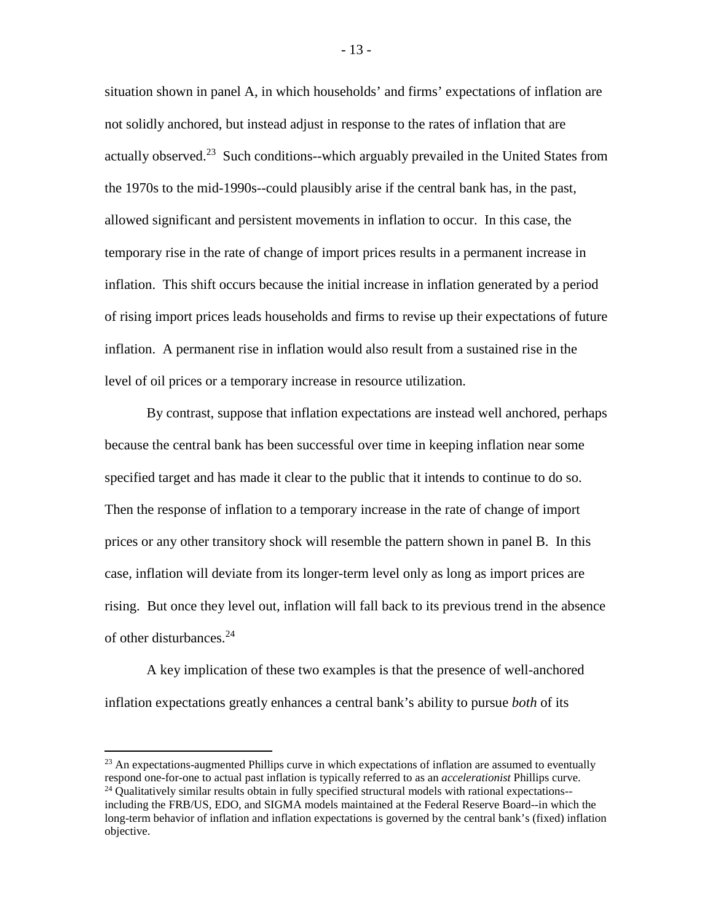situation shown in panel A, in which households' and firms' expectations of inflation are not solidly anchored, but instead adjust in response to the rates of inflation that are actually observed.[23] Such conditions--which arguably prevailed in the United States from the 1970s to the mid-1990s--could plausibly arise if the central bank has, in the past, allowed significant and persistent movements in inflation to occur. In this case, the temporary rise in the rate of change of import prices results in a permanent increase in inflation. This shift occurs because the initial increase in inflation generated by a period of rising import prices leads households and firms to revise up their expectations of future inflation. A permanent rise in inflation would also result from a sustained rise in the level of oil prices or a temporary increase in resource utilization.

By contrast, suppose that inflation expectations are instead well anchored, perhaps because the central bank has been successful over time in keeping inflation near some specified target and has made it clear to the public that it intends to continue to do so. Then the response of inflation to a temporary increase in the rate of change of import prices or any other transitory shock will resemble the pattern shown in panel B. In this case, inflation will deviate from its longer-term level only as long as import prices are rising. But once they level out, inflation will fall back to its previous trend in the absence of other disturbances.[24]

A key implication of these two examples is that the presence of well-anchored inflation expectations greatly enhances a central bank's ability to pursue *both* of its

[23] An expectations-augmented Phillips curve in which expectations of inflation are assumed to eventually respond one-for-one to actual past inflation is typically referred to as an *accelerationist* Phillips curve.

[24] Qualitatively similar results obtain in fully specified structural models with rational expectations--including the FRB/US, EDO, and SIGMA models maintained at the Federal Reserve Board--in which the long-term behavior of inflation and inflation expectations is governed by the central bank's (fixed) inflation objective.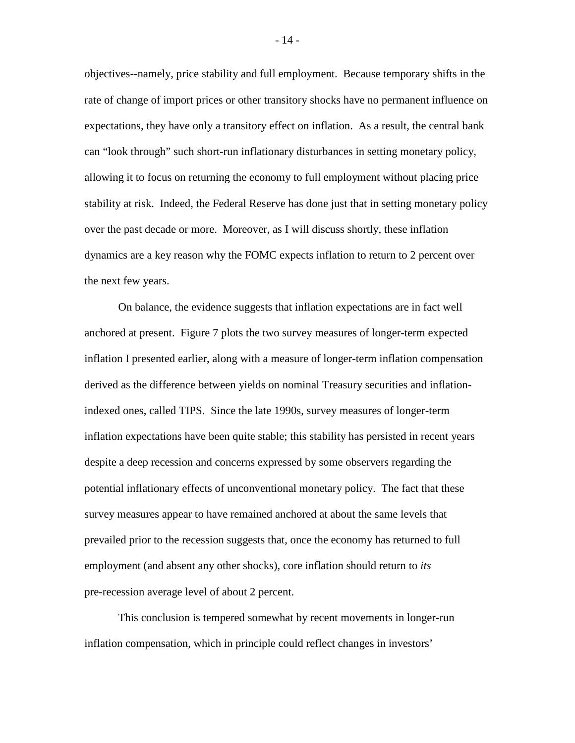objectives--namely, price stability and full employment. Because temporary shifts in the rate of change of import prices or other transitory shocks have no permanent influence on expectations, they have only a transitory effect on inflation. As a result, the central bank can "look through" such short-run inflationary disturbances in setting monetary policy, allowing it to focus on returning the economy to full employment without placing price stability at risk. Indeed, the Federal Reserve has done just that in setting monetary policy over the past decade or more. Moreover, as I will discuss shortly, these inflation dynamics are a key reason why the FOMC expects inflation to return to 2 percent over the next few years.

On balance, the evidence suggests that inflation expectations are in fact well anchored at present. Figure 7 plots the two survey measures of longer-term expected inflation I presented earlier, along with a measure of longer-term inflation compensation derived as the difference between yields on nominal Treasury securities and inflation-indexed ones, called TIPS. Since the late 1990s, survey measures of longer-term inflation expectations have been quite stable; this stability has persisted in recent years despite a deep recession and concerns expressed by some observers regarding the potential inflationary effects of unconventional monetary policy. The fact that these survey measures appear to have remained anchored at about the same levels that prevailed prior to the recession suggests that, once the economy has returned to full employment (and absent any other shocks), core inflation should return to *its* pre-recession average level of about 2 percent.

This conclusion is tempered somewhat by recent movements in longer-run inflation compensation, which in principle could reflect changes in investors'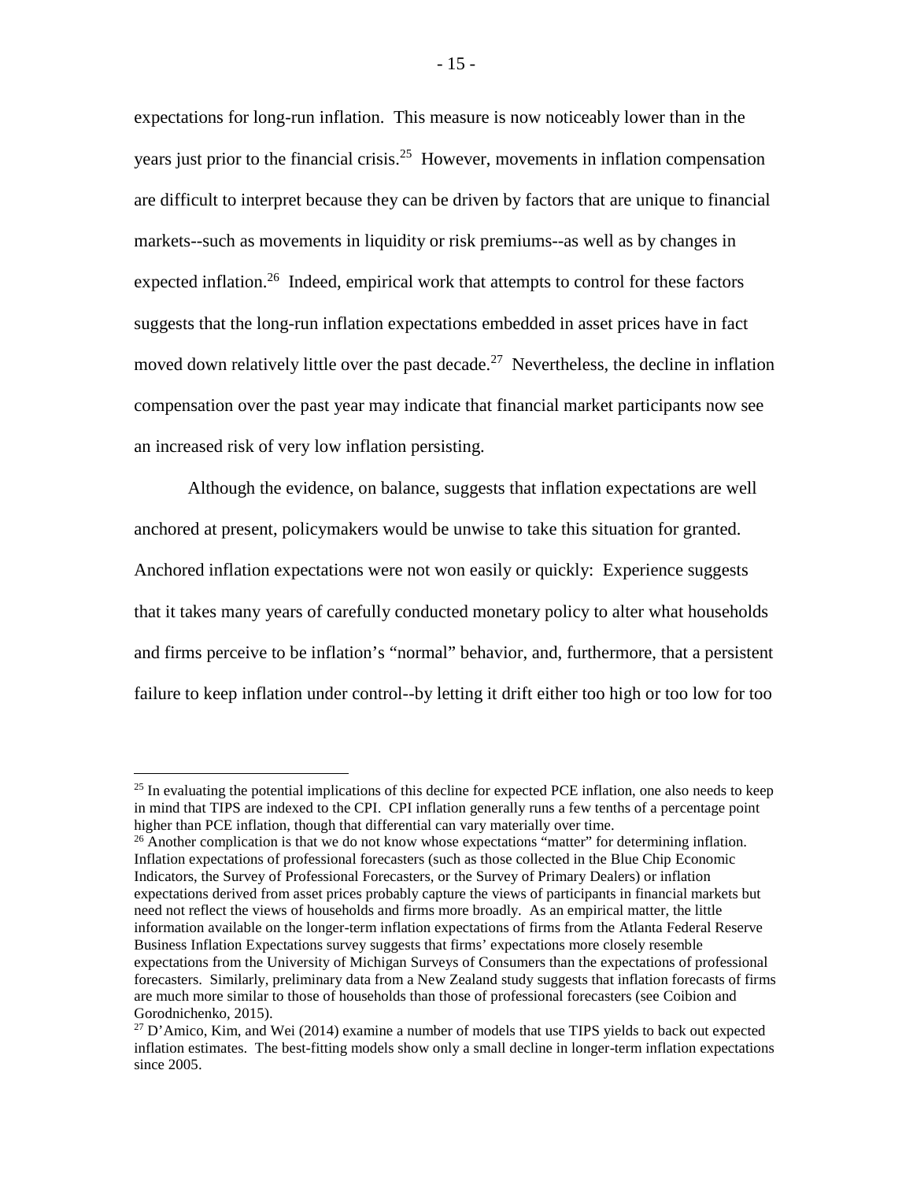expectations for long-run inflation. This measure is now noticeably lower than in the years just prior to the financial crisis.[25] However, movements in inflation compensation are difficult to interpret because they can be driven by factors that are unique to financial markets--such as movements in liquidity or risk premiums--as well as by changes in expected inflation.[26] Indeed, empirical work that attempts to control for these factors suggests that the long-run inflation expectations embedded in asset prices have in fact moved down relatively little over the past decade.[27] Nevertheless, the decline in inflation compensation over the past year may indicate that financial market participants now see an increased risk of very low inflation persisting.

Although the evidence, on balance, suggests that inflation expectations are well anchored at present, policymakers would be unwise to take this situation for granted. Anchored inflation expectations were not won easily or quickly: Experience suggests that it takes many years of carefully conducted monetary policy to alter what households and firms perceive to be inflation's "normal" behavior, and, furthermore, that a persistent failure to keep inflation under control--by letting it drift either too high or too low for too

---

[25] In evaluating the potential implications of this decline for expected PCE inflation, one also needs to keep in mind that TIPS are indexed to the CPI. CPI inflation generally runs a few tenths of a percentage point higher than PCE inflation, though that differential can vary materially over time.

[26] Another complication is that we do not know whose expectations "matter" for determining inflation. Inflation expectations of professional forecasters (such as those collected in the Blue Chip Economic Indicators, the Survey of Professional Forecasters, or the Survey of Primary Dealers) or inflation expectations derived from asset prices probably capture the views of participants in financial markets but need not reflect the views of households and firms more broadly. As an empirical matter, the little information available on the longer-term inflation expectations of firms from the Atlanta Federal Reserve Business Inflation Expectations survey suggests that firms' expectations more closely resemble expectations from the University of Michigan Surveys of Consumers than the expectations of professional forecasters. Similarly, preliminary data from a New Zealand study suggests that inflation forecasts of firms are much more similar to those of households than those of professional forecasters (see Coibion and Gorodnichenko, 2015).

[27] D'Amico, Kim, and Wei (2014) examine a number of models that use TIPS yields to back out expected inflation estimates. The best-fitting models show only a small decline in longer-term inflation expectations since 2005.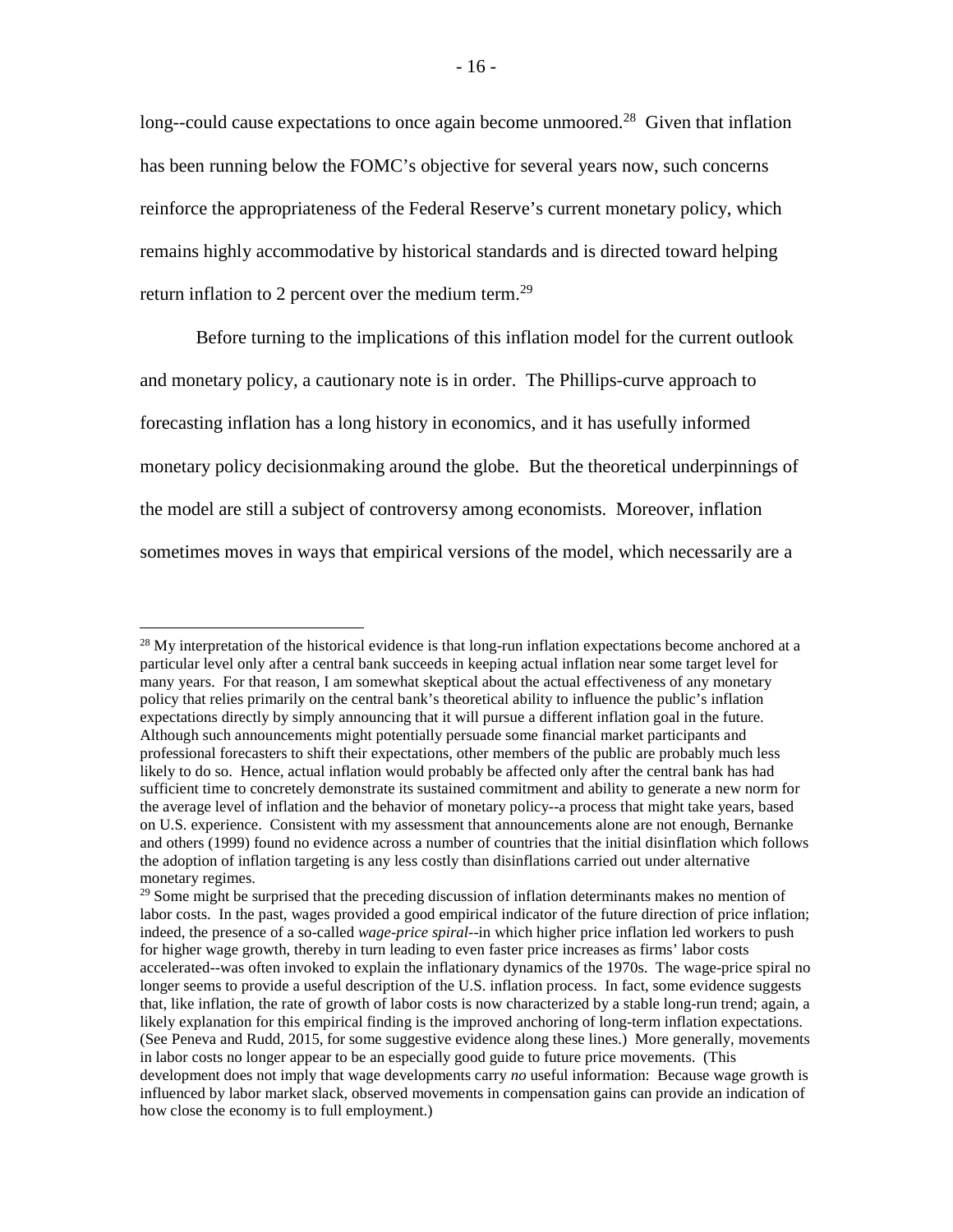long--could cause expectations to once again become unmoored.[28] Given that inflation has been running below the FOMC's objective for several years now, such concerns reinforce the appropriateness of the Federal Reserve's current monetary policy, which remains highly accommodative by historical standards and is directed toward helping return inflation to 2 percent over the medium term.[29]

Before turning to the implications of this inflation model for the current outlook and monetary policy, a cautionary note is in order. The Phillips-curve approach to forecasting inflation has a long history in economics, and it has usefully informed monetary policy decisionmaking around the globe. But the theoretical underpinnings of the model are still a subject of controversy among economists. Moreover, inflation sometimes moves in ways that empirical versions of the model, which necessarily are a

---

[28] My interpretation of the historical evidence is that long-run inflation expectations become anchored at a particular level only after a central bank succeeds in keeping actual inflation near some target level for many years. For that reason, I am somewhat skeptical about the actual effectiveness of any monetary policy that relies primarily on the central bank's theoretical ability to influence the public's inflation expectations directly by simply announcing that it will pursue a different inflation goal in the future. Although such announcements might potentially persuade some financial market participants and professional forecasters to shift their expectations, other members of the public are probably much less likely to do so. Hence, actual inflation would probably be affected only after the central bank has had sufficient time to concretely demonstrate its sustained commitment and ability to generate a new norm for the average level of inflation and the behavior of monetary policy--a process that might take years, based on U.S. experience. Consistent with my assessment that announcements alone are not enough, Bernanke and others (1999) found no evidence across a number of countries that the initial disinflation which follows the adoption of inflation targeting is any less costly than disinflations carried out under alternative monetary regimes.

[29] Some might be surprised that the preceding discussion of inflation determinants makes no mention of labor costs. In the past, wages provided a good empirical indicator of the future direction of price inflation; indeed, the presence of a so-called *wage-price spiral*--in which higher price inflation led workers to push for higher wage growth, thereby in turn leading to even faster price increases as firms' labor costs accelerated--was often invoked to explain the inflationary dynamics of the 1970s. The wage-price spiral no longer seems to provide a useful description of the U.S. inflation process. In fact, some evidence suggests that, like inflation, the rate of growth of labor costs is now characterized by a stable long-run trend; again, a likely explanation for this empirical finding is the improved anchoring of long-term inflation expectations. (See Peneva and Rudd, 2015, for some suggestive evidence along these lines.) More generally, movements in labor costs no longer appear to be an especially good guide to future price movements. (This development does not imply that wage developments carry *no* useful information: Because wage growth is influenced by labor market slack, observed movements in compensation gains can provide an indication of how close the economy is to full employment.)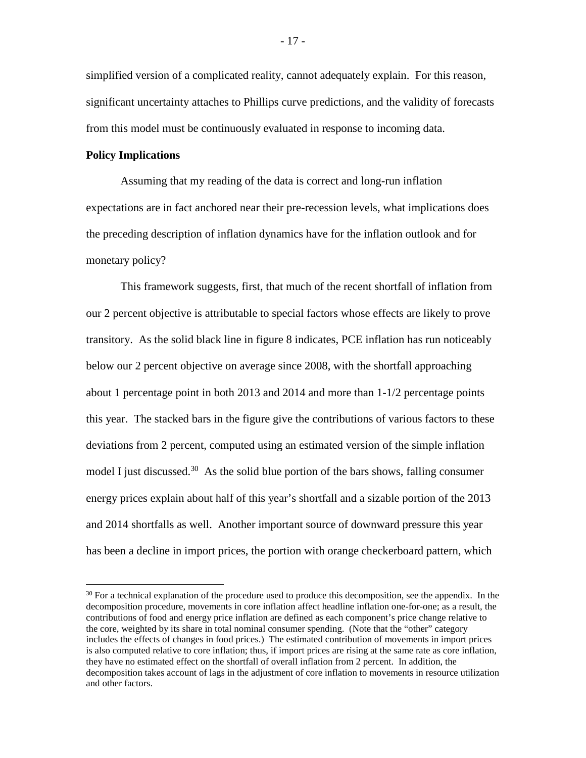simplified version of a complicated reality, cannot adequately explain. For this reason, significant uncertainty attaches to Phillips curve predictions, and the validity of forecasts from this model must be continuously evaluated in response to incoming data.

**Policy Implications**

Assuming that my reading of the data is correct and long-run inflation expectations are in fact anchored near their pre-recession levels, what implications does the preceding description of inflation dynamics have for the inflation outlook and for monetary policy?

This framework suggests, first, that much of the recent shortfall of inflation from our 2 percent objective is attributable to special factors whose effects are likely to prove transitory. As the solid black line in figure 8 indicates, PCE inflation has run noticeably below our 2 percent objective on average since 2008, with the shortfall approaching about 1 percentage point in both 2013 and 2014 and more than 1-1/2 percentage points this year. The stacked bars in the figure give the contributions of various factors to these deviations from 2 percent, computed using an estimated version of the simple inflation model I just discussed.[30] As the solid blue portion of the bars shows, falling consumer energy prices explain about half of this year's shortfall and a sizable portion of the 2013 and 2014 shortfalls as well. Another important source of downward pressure this year has been a decline in import prices, the portion with orange checkerboard pattern, which

[30] For a technical explanation of the procedure used to produce this decomposition, see the appendix. In the decomposition procedure, movements in core inflation affect headline inflation one-for-one; as a result, the contributions of food and energy price inflation are defined as each component's price change relative to the core, weighted by its share in total nominal consumer spending. (Note that the "other" category includes the effects of changes in food prices.) The estimated contribution of movements in import prices is also computed relative to core inflation; thus, if import prices are rising at the same rate as core inflation, they have no estimated effect on the shortfall of overall inflation from 2 percent. In addition, the decomposition takes account of lags in the adjustment of core inflation to movements in resource utilization and other factors.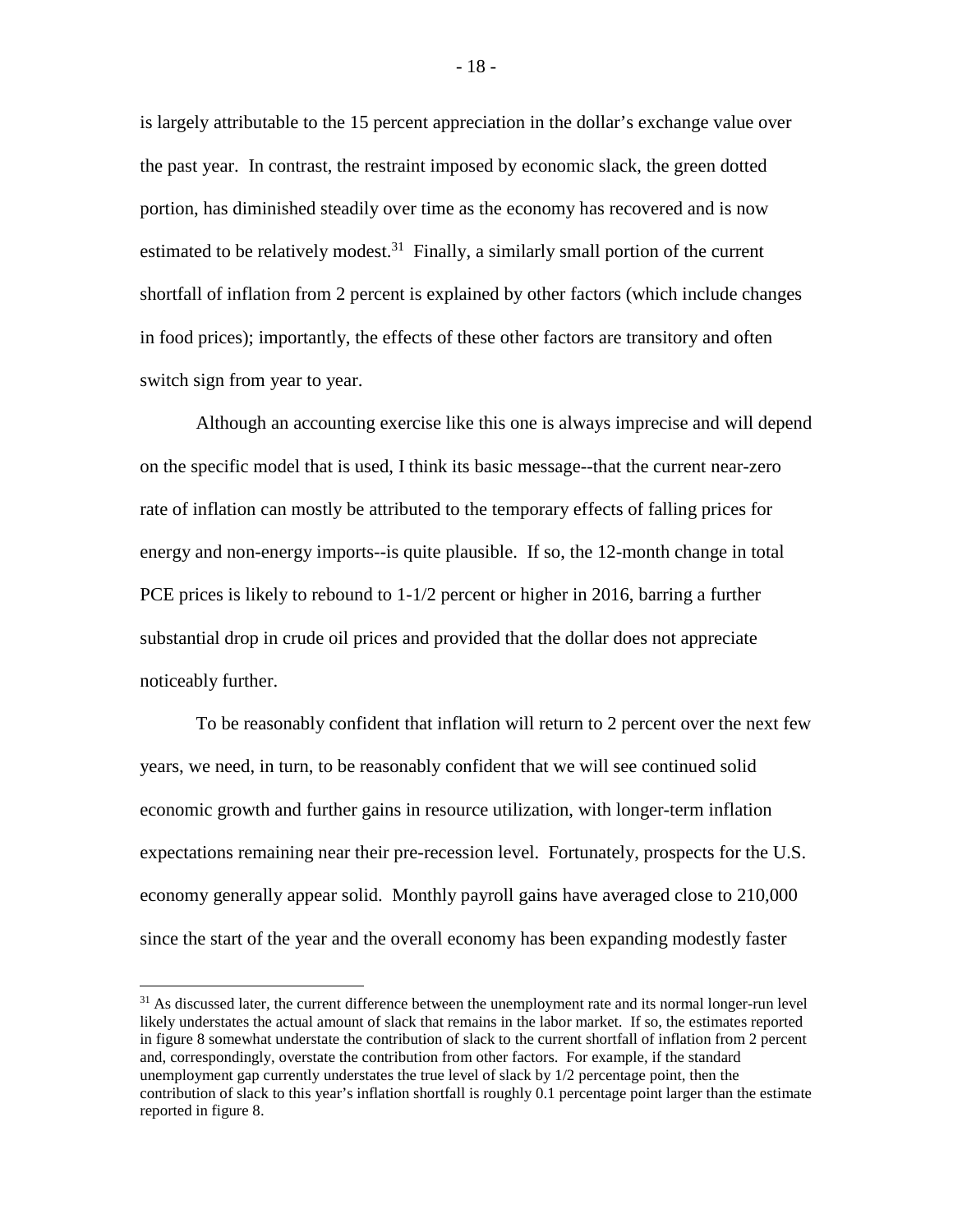is largely attributable to the 15 percent appreciation in the dollar's exchange value over the past year. In contrast, the restraint imposed by economic slack, the green dotted portion, has diminished steadily over time as the economy has recovered and is now estimated to be relatively modest.[31] Finally, a similarly small portion of the current shortfall of inflation from 2 percent is explained by other factors (which include changes in food prices); importantly, the effects of these other factors are transitory and often switch sign from year to year.

Although an accounting exercise like this one is always imprecise and will depend on the specific model that is used, I think its basic message--that the current near-zero rate of inflation can mostly be attributed to the temporary effects of falling prices for energy and non-energy imports--is quite plausible. If so, the 12-month change in total PCE prices is likely to rebound to 1-1/2 percent or higher in 2016, barring a further substantial drop in crude oil prices and provided that the dollar does not appreciate noticeably further.

To be reasonably confident that inflation will return to 2 percent over the next few years, we need, in turn, to be reasonably confident that we will see continued solid economic growth and further gains in resource utilization, with longer-term inflation expectations remaining near their pre-recession level. Fortunately, prospects for the U.S. economy generally appear solid. Monthly payroll gains have averaged close to 210,000 since the start of the year and the overall economy has been expanding modestly faster

---

[31] As discussed later, the current difference between the unemployment rate and its normal longer-run level likely understates the actual amount of slack that remains in the labor market. If so, the estimates reported in figure 8 somewhat understate the contribution of slack to the current shortfall of inflation from 2 percent and, correspondingly, overstate the contribution from other factors. For example, if the standard unemployment gap currently understates the true level of slack by 1/2 percentage point, then the contribution of slack to this year's inflation shortfall is roughly 0.1 percentage point larger than the estimate reported in figure 8.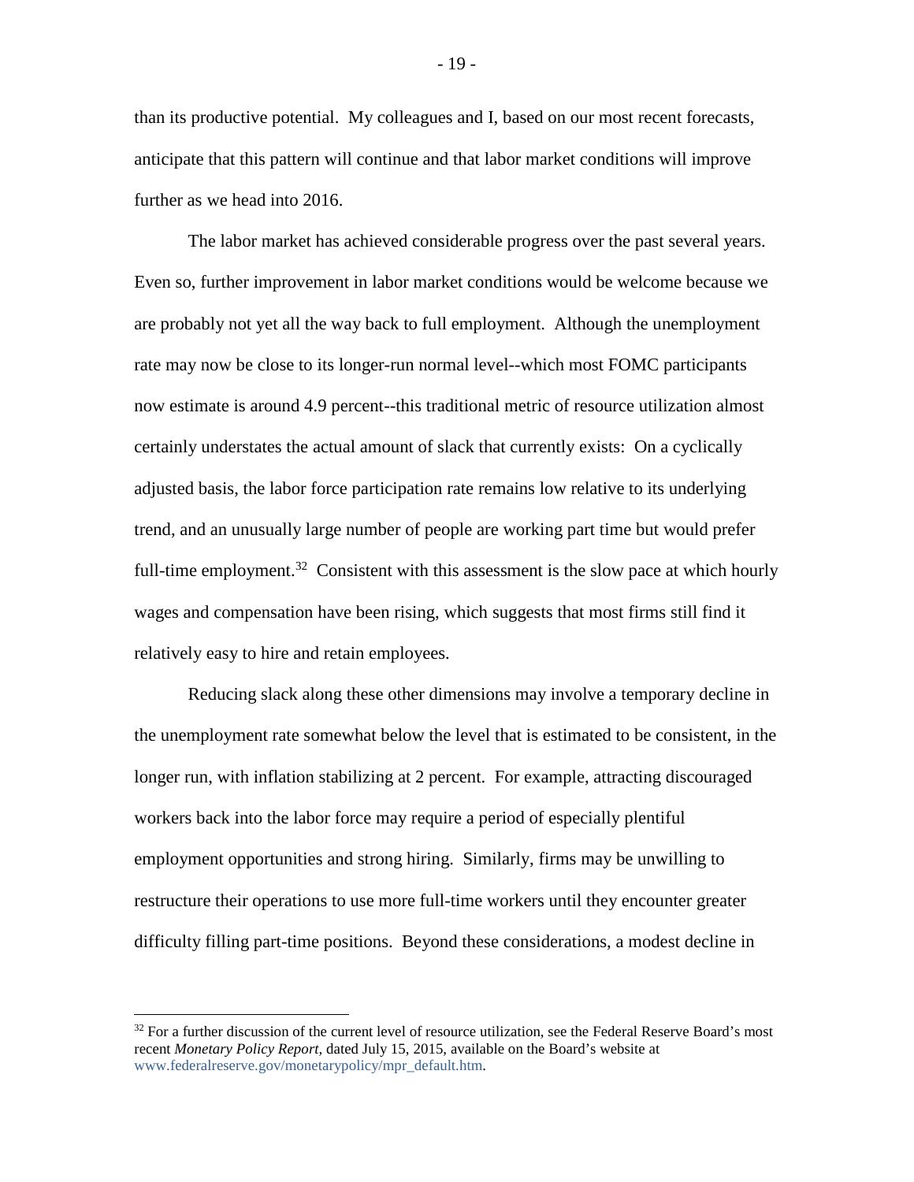than its productive potential. My colleagues and I, based on our most recent forecasts, anticipate that this pattern will continue and that labor market conditions will improve further as we head into 2016.

The labor market has achieved considerable progress over the past several years. Even so, further improvement in labor market conditions would be welcome because we are probably not yet all the way back to full employment. Although the unemployment rate may now be close to its longer-run normal level--which most FOMC participants now estimate is around 4.9 percent--this traditional metric of resource utilization almost certainly understates the actual amount of slack that currently exists: On a cyclically adjusted basis, the labor force participation rate remains low relative to its underlying trend, and an unusually large number of people are working part time but would prefer full-time employment.[32] Consistent with this assessment is the slow pace at which hourly wages and compensation have been rising, which suggests that most firms still find it relatively easy to hire and retain employees.

Reducing slack along these other dimensions may involve a temporary decline in the unemployment rate somewhat below the level that is estimated to be consistent, in the longer run, with inflation stabilizing at 2 percent. For example, attracting discouraged workers back into the labor force may require a period of especially plentiful employment opportunities and strong hiring. Similarly, firms may be unwilling to restructure their operations to use more full-time workers until they encounter greater difficulty filling part-time positions. Beyond these considerations, a modest decline in

---

[32] For a further discussion of the current level of resource utilization, see the Federal Reserve Board's most recent *Monetary Policy Report*, dated July 15, 2015, available on the Board's website at www.federalreserve.gov/monetarypolicy/mpr_default.htm.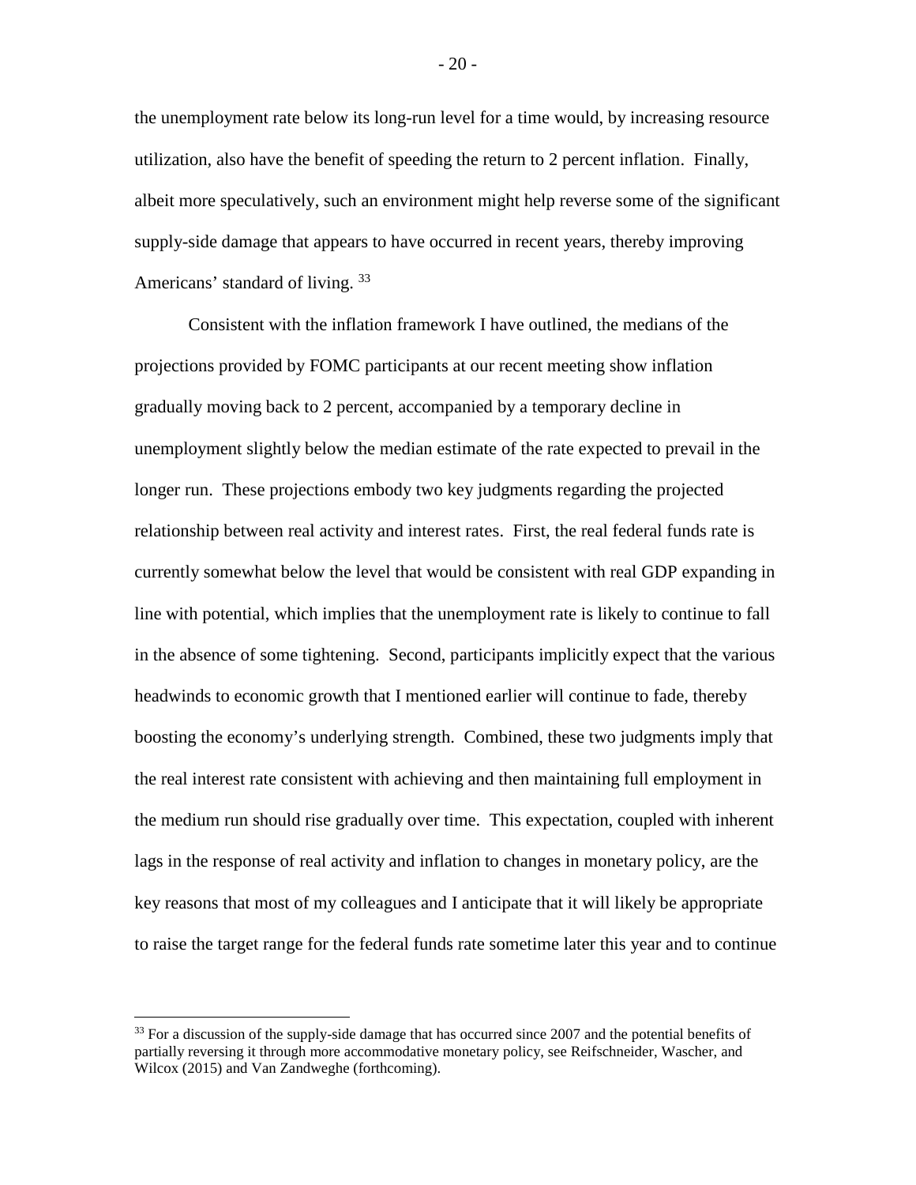the unemployment rate below its long-run level for a time would, by increasing resource utilization, also have the benefit of speeding the return to 2 percent inflation. Finally, albeit more speculatively, such an environment might help reverse some of the significant supply-side damage that appears to have occurred in recent years, thereby improving Americans' standard of living. [33]

Consistent with the inflation framework I have outlined, the medians of the projections provided by FOMC participants at our recent meeting show inflation gradually moving back to 2 percent, accompanied by a temporary decline in unemployment slightly below the median estimate of the rate expected to prevail in the longer run. These projections embody two key judgments regarding the projected relationship between real activity and interest rates. First, the real federal funds rate is currently somewhat below the level that would be consistent with real GDP expanding in line with potential, which implies that the unemployment rate is likely to continue to fall in the absence of some tightening. Second, participants implicitly expect that the various headwinds to economic growth that I mentioned earlier will continue to fade, thereby boosting the economy's underlying strength. Combined, these two judgments imply that the real interest rate consistent with achieving and then maintaining full employment in the medium run should rise gradually over time. This expectation, coupled with inherent lags in the response of real activity and inflation to changes in monetary policy, are the key reasons that most of my colleagues and I anticipate that it will likely be appropriate to raise the target range for the federal funds rate sometime later this year and to continue

[33] For a discussion of the supply-side damage that has occurred since 2007 and the potential benefits of partially reversing it through more accommodative monetary policy, see Reifschneider, Wascher, and Wilcox (2015) and Van Zandweghe (forthcoming).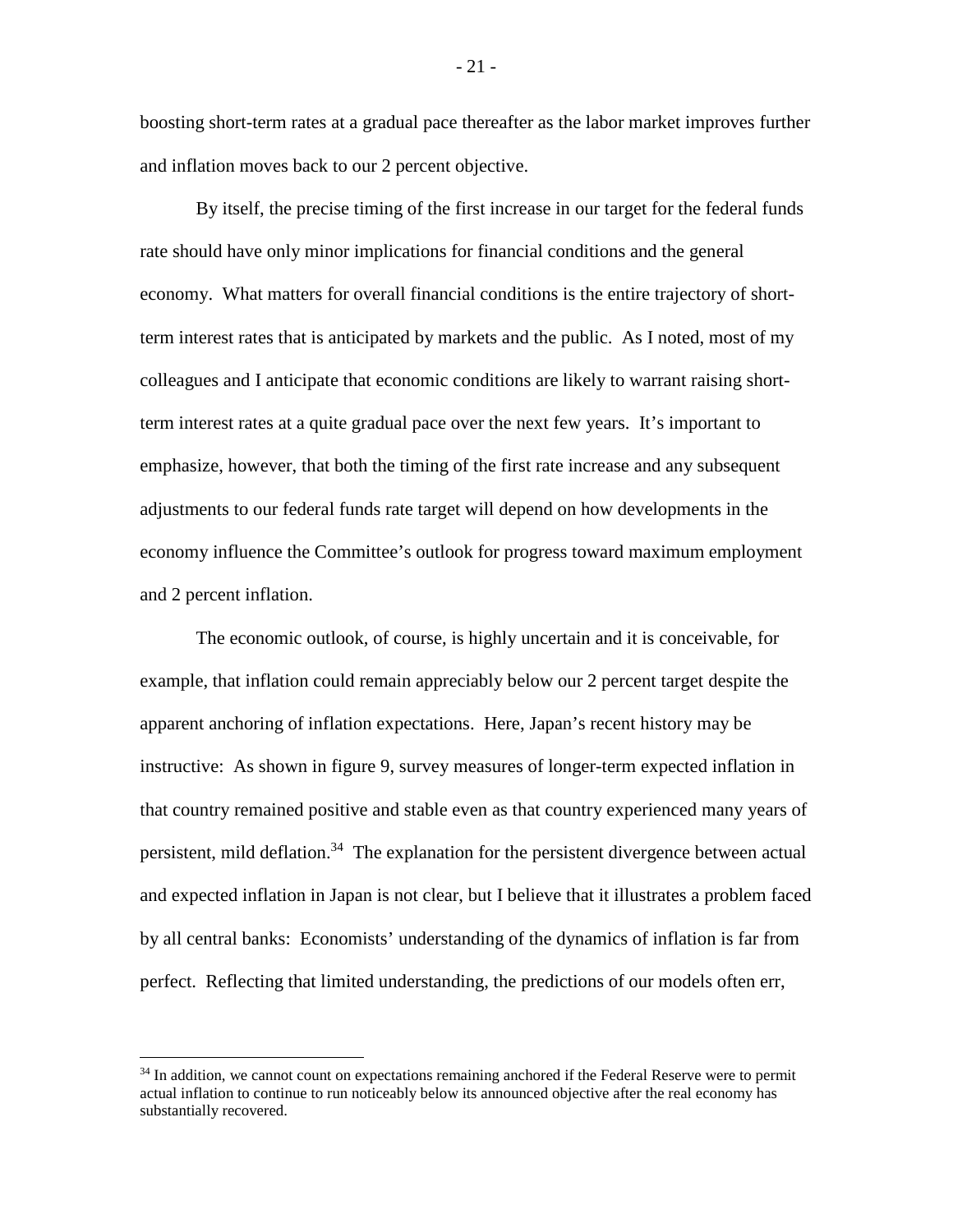boosting short-term rates at a gradual pace thereafter as the labor market improves further and inflation moves back to our 2 percent objective.

By itself, the precise timing of the first increase in our target for the federal funds rate should have only minor implications for financial conditions and the general economy. What matters for overall financial conditions is the entire trajectory of short-term interest rates that is anticipated by markets and the public. As I noted, most of my colleagues and I anticipate that economic conditions are likely to warrant raising short-term interest rates at a quite gradual pace over the next few years. It's important to emphasize, however, that both the timing of the first rate increase and any subsequent adjustments to our federal funds rate target will depend on how developments in the economy influence the Committee's outlook for progress toward maximum employment and 2 percent inflation.

The economic outlook, of course, is highly uncertain and it is conceivable, for example, that inflation could remain appreciably below our 2 percent target despite the apparent anchoring of inflation expectations. Here, Japan's recent history may be instructive: As shown in figure 9, survey measures of longer-term expected inflation in that country remained positive and stable even as that country experienced many years of persistent, mild deflation.[34] The explanation for the persistent divergence between actual and expected inflation in Japan is not clear, but I believe that it illustrates a problem faced by all central banks: Economists' understanding of the dynamics of inflation is far from perfect. Reflecting that limited understanding, the predictions of our models often err,

[34] In addition, we cannot count on expectations remaining anchored if the Federal Reserve were to permit actual inflation to continue to run noticeably below its announced objective after the real economy has substantially recovered.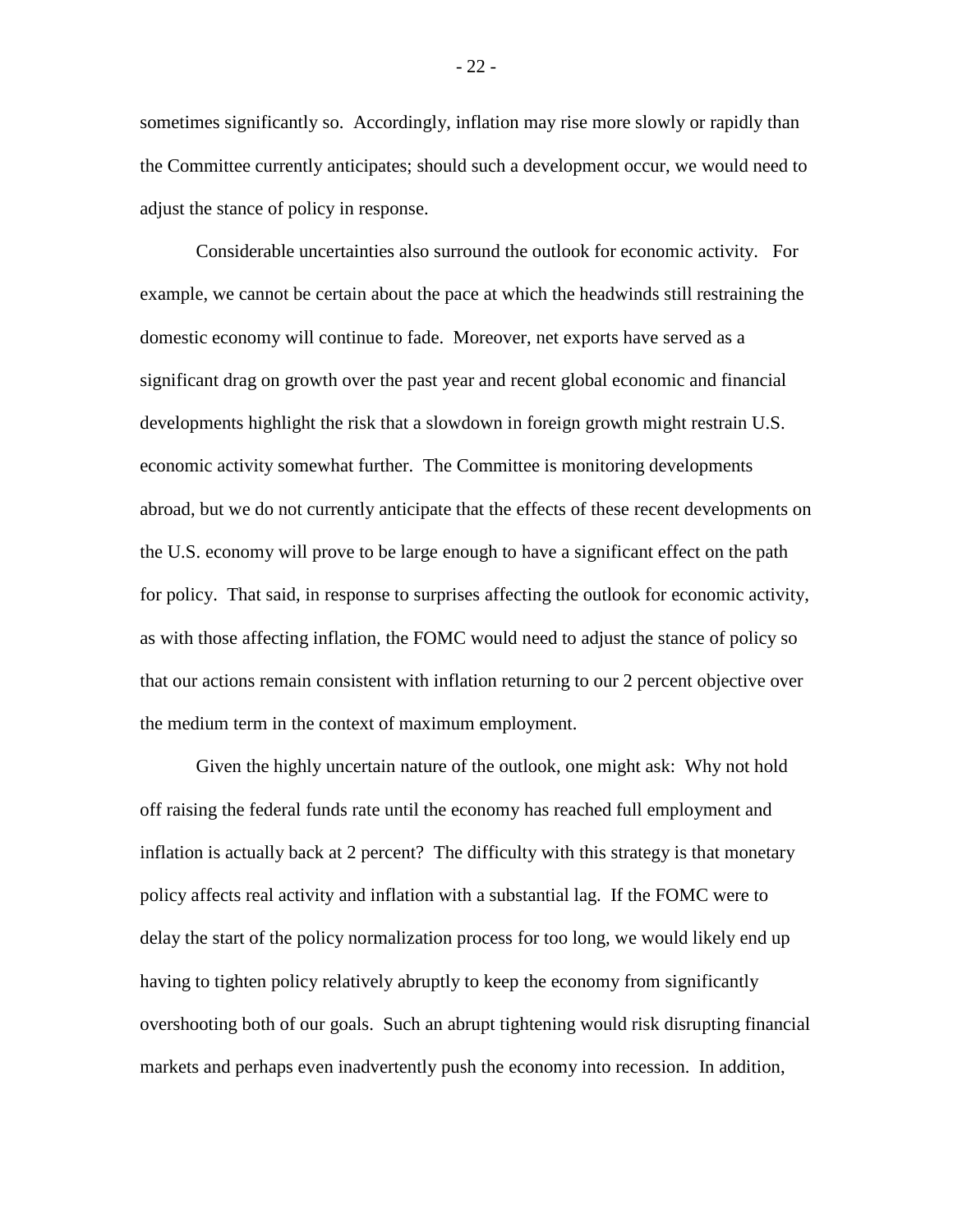sometimes significantly so. Accordingly, inflation may rise more slowly or rapidly than the Committee currently anticipates; should such a development occur, we would need to adjust the stance of policy in response.

Considerable uncertainties also surround the outlook for economic activity. For example, we cannot be certain about the pace at which the headwinds still restraining the domestic economy will continue to fade. Moreover, net exports have served as a significant drag on growth over the past year and recent global economic and financial developments highlight the risk that a slowdown in foreign growth might restrain U.S. economic activity somewhat further. The Committee is monitoring developments abroad, but we do not currently anticipate that the effects of these recent developments on the U.S. economy will prove to be large enough to have a significant effect on the path for policy. That said, in response to surprises affecting the outlook for economic activity, as with those affecting inflation, the FOMC would need to adjust the stance of policy so that our actions remain consistent with inflation returning to our 2 percent objective over the medium term in the context of maximum employment.

Given the highly uncertain nature of the outlook, one might ask: Why not hold off raising the federal funds rate until the economy has reached full employment and inflation is actually back at 2 percent? The difficulty with this strategy is that monetary policy affects real activity and inflation with a substantial lag. If the FOMC were to delay the start of the policy normalization process for too long, we would likely end up having to tighten policy relatively abruptly to keep the economy from significantly overshooting both of our goals. Such an abrupt tightening would risk disrupting financial markets and perhaps even inadvertently push the economy into recession. In addition,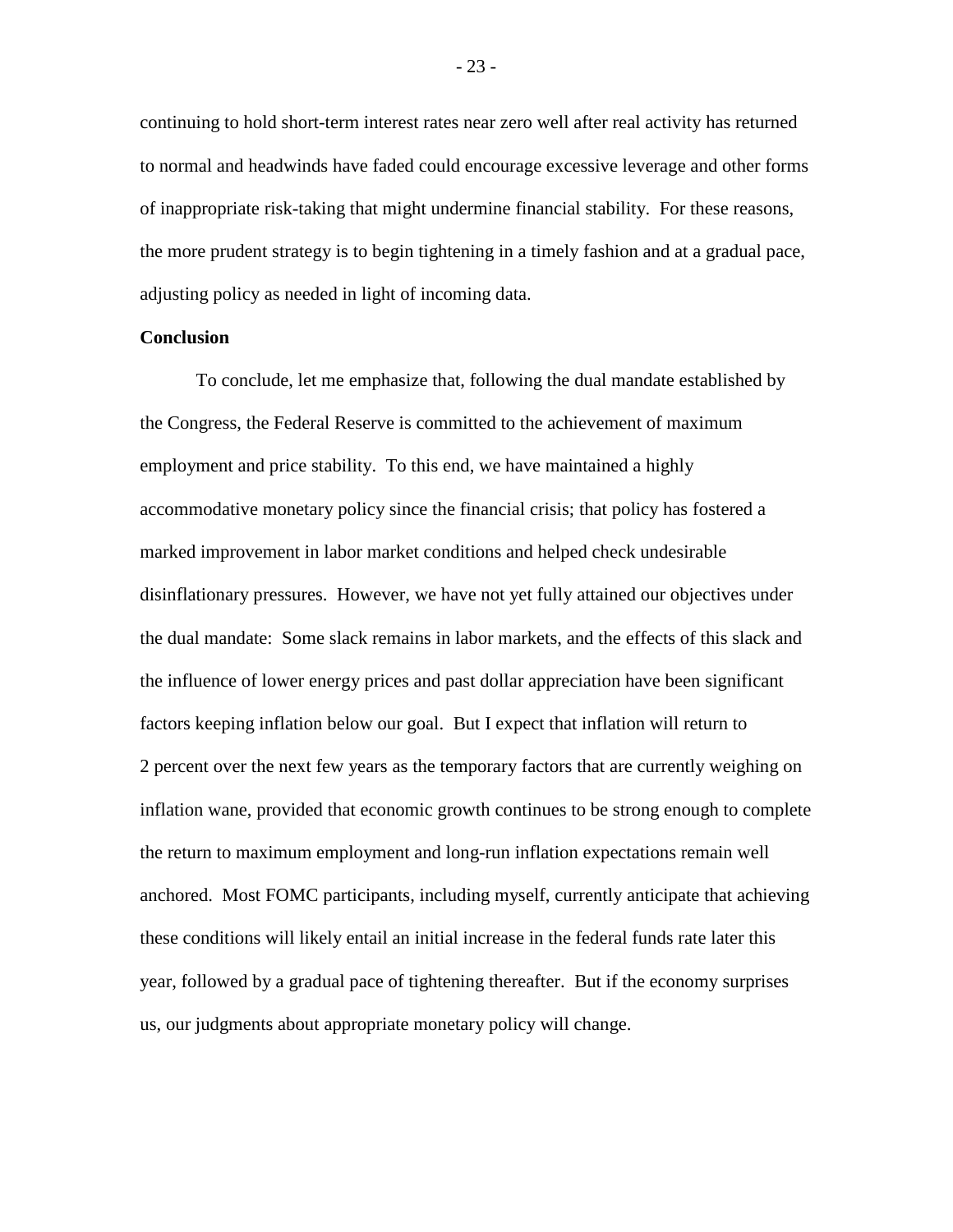continuing to hold short-term interest rates near zero well after real activity has returned to normal and headwinds have faded could encourage excessive leverage and other forms of inappropriate risk-taking that might undermine financial stability. For these reasons, the more prudent strategy is to begin tightening in a timely fashion and at a gradual pace, adjusting policy as needed in light of incoming data.

**Conclusion**

To conclude, let me emphasize that, following the dual mandate established by the Congress, the Federal Reserve is committed to the achievement of maximum employment and price stability. To this end, we have maintained a highly accommodative monetary policy since the financial crisis; that policy has fostered a marked improvement in labor market conditions and helped check undesirable disinflationary pressures. However, we have not yet fully attained our objectives under the dual mandate: Some slack remains in labor markets, and the effects of this slack and the influence of lower energy prices and past dollar appreciation have been significant factors keeping inflation below our goal. But I expect that inflation will return to 2 percent over the next few years as the temporary factors that are currently weighing on inflation wane, provided that economic growth continues to be strong enough to complete the return to maximum employment and long-run inflation expectations remain well anchored. Most FOMC participants, including myself, currently anticipate that achieving these conditions will likely entail an initial increase in the federal funds rate later this year, followed by a gradual pace of tightening thereafter. But if the economy surprises us, our judgments about appropriate monetary policy will change.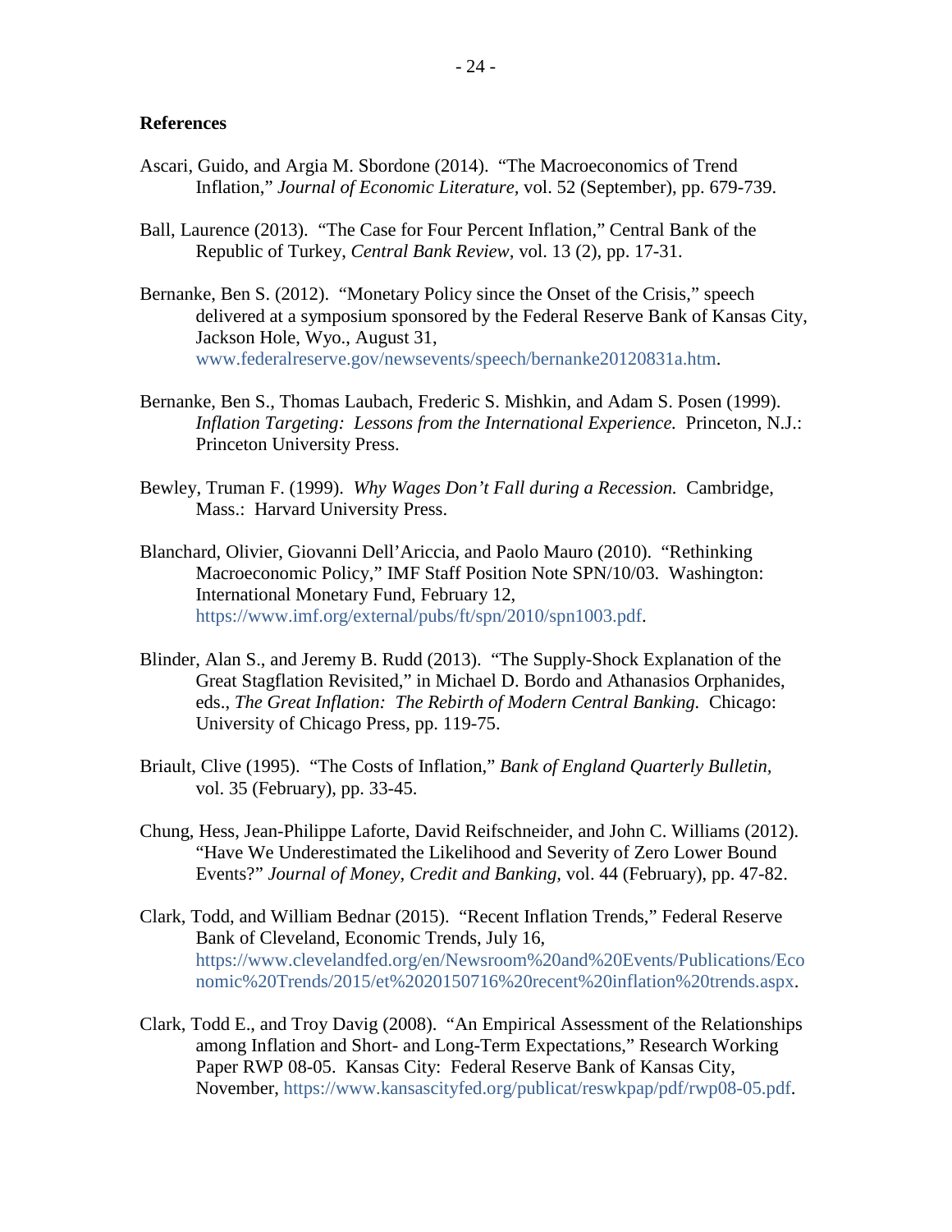## References

Ascari, Guido, and Argia M. Sbordone (2014). "The Macroeconomics of Trend Inflation," *Journal of Economic Literature,* vol. 52 (September), pp. 679-739.

Ball, Laurence (2013). "The Case for Four Percent Inflation," Central Bank of the Republic of Turkey, *Central Bank Review,* vol. 13 (2), pp. 17-31.

Bernanke, Ben S. (2012). "Monetary Policy since the Onset of the Crisis," speech delivered at a symposium sponsored by the Federal Reserve Bank of Kansas City, Jackson Hole, Wyo., August 31, www.federalreserve.gov/newsevents/speech/bernanke20120831a.htm.

Bernanke, Ben S., Thomas Laubach, Frederic S. Mishkin, and Adam S. Posen (1999). *Inflation Targeting: Lessons from the International Experience.* Princeton, N.J.: Princeton University Press.

Bewley, Truman F. (1999). *Why Wages Don't Fall during a Recession.* Cambridge, Mass.: Harvard University Press.

Blanchard, Olivier, Giovanni Dell'Ariccia, and Paolo Mauro (2010). "Rethinking Macroeconomic Policy," IMF Staff Position Note SPN/10/03. Washington: International Monetary Fund, February 12, https://www.imf.org/external/pubs/ft/spn/2010/spn1003.pdf.

Blinder, Alan S., and Jeremy B. Rudd (2013). "The Supply-Shock Explanation of the Great Stagflation Revisited," in Michael D. Bordo and Athanasios Orphanides, eds., *The Great Inflation: The Rebirth of Modern Central Banking.* Chicago: University of Chicago Press, pp. 119-75.

Briault, Clive (1995). "The Costs of Inflation," *Bank of England Quarterly Bulletin,* vol. 35 (February), pp. 33-45.

Chung, Hess, Jean-Philippe Laforte, David Reifschneider, and John C. Williams (2012). "Have We Underestimated the Likelihood and Severity of Zero Lower Bound Events?" *Journal of Money, Credit and Banking,* vol. 44 (February), pp. 47-82.

Clark, Todd, and William Bednar (2015). "Recent Inflation Trends," Federal Reserve Bank of Cleveland, Economic Trends, July 16, https://www.clevelandfed.org/en/Newsroom%20and%20Events/Publications/Economic%20Trends/2015/et%2020150716%20recent%20inflation%20trends.aspx.

Clark, Todd E., and Troy Davig (2008). "An Empirical Assessment of the Relationships among Inflation and Short- and Long-Term Expectations," Research Working Paper RWP 08-05. Kansas City: Federal Reserve Bank of Kansas City, November, https://www.kansascityfed.org/publicat/reswkpap/pdf/rwp08-05.pdf.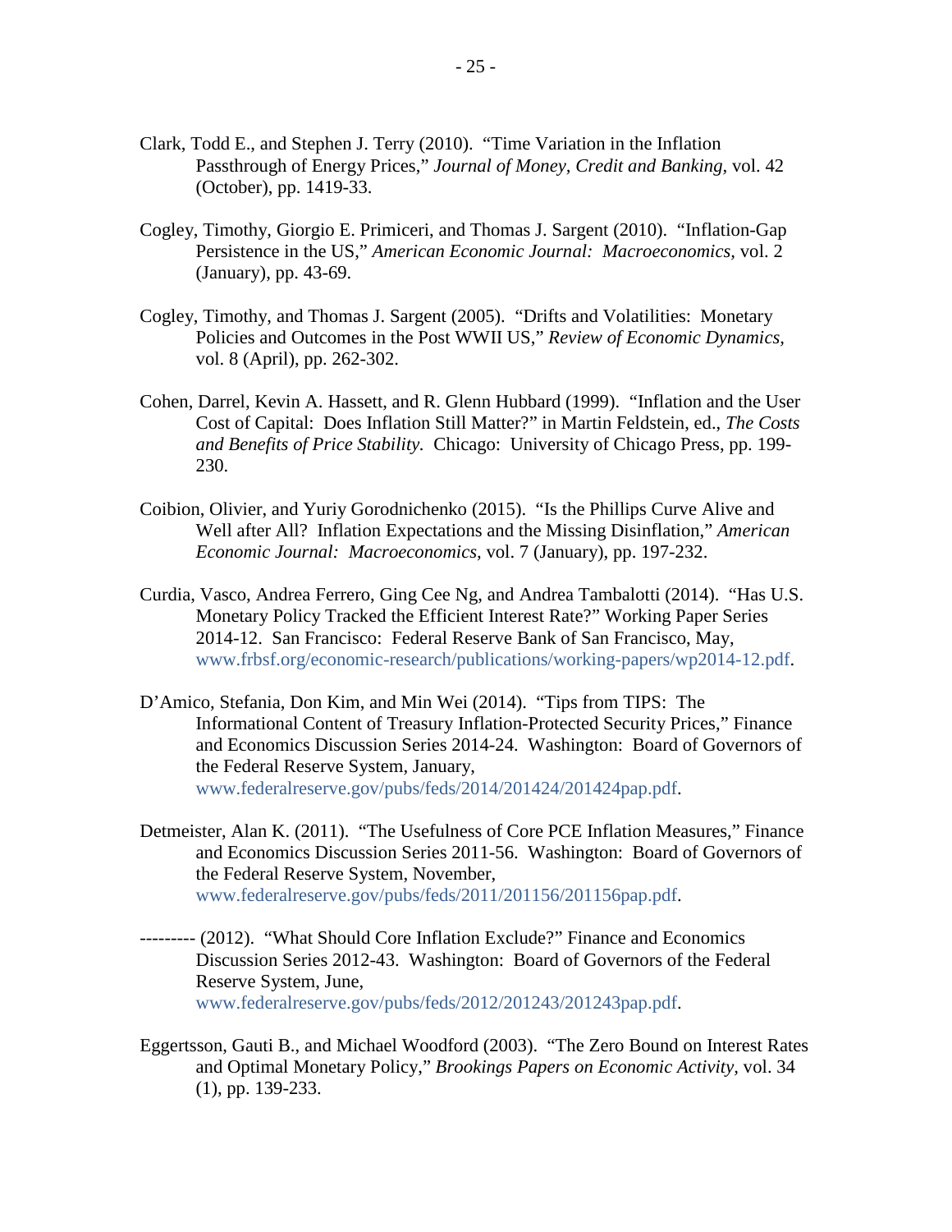Clark, Todd E., and Stephen J. Terry (2010). "Time Variation in the Inflation Passthrough of Energy Prices," *Journal of Money, Credit and Banking,* vol. 42 (October), pp. 1419-33.

Cogley, Timothy, Giorgio E. Primiceri, and Thomas J. Sargent (2010). "Inflation-Gap Persistence in the US," *American Economic Journal: Macroeconomics,* vol. 2 (January), pp. 43-69.

Cogley, Timothy, and Thomas J. Sargent (2005). "Drifts and Volatilities: Monetary Policies and Outcomes in the Post WWII US," *Review of Economic Dynamics*, vol. 8 (April), pp. 262-302.

Cohen, Darrel, Kevin A. Hassett, and R. Glenn Hubbard (1999). "Inflation and the User Cost of Capital: Does Inflation Still Matter?" in Martin Feldstein, ed., *The Costs and Benefits of Price Stability.* Chicago: University of Chicago Press, pp. 199-230.

Coibion, Olivier, and Yuriy Gorodnichenko (2015). "Is the Phillips Curve Alive and Well after All? Inflation Expectations and the Missing Disinflation," *American Economic Journal: Macroeconomics,* vol. 7 (January), pp. 197-232.

Curdia, Vasco, Andrea Ferrero, Ging Cee Ng, and Andrea Tambalotti (2014). "Has U.S. Monetary Policy Tracked the Efficient Interest Rate?" Working Paper Series 2014-12. San Francisco: Federal Reserve Bank of San Francisco, May, www.frbsf.org/economic-research/publications/working-papers/wp2014-12.pdf.

D'Amico, Stefania, Don Kim, and Min Wei (2014). "Tips from TIPS: The Informational Content of Treasury Inflation-Protected Security Prices," Finance and Economics Discussion Series 2014-24. Washington: Board of Governors of the Federal Reserve System, January, www.federalreserve.gov/pubs/feds/2014/201424/201424pap.pdf.

Detmeister, Alan K. (2011). "The Usefulness of Core PCE Inflation Measures," Finance and Economics Discussion Series 2011-56. Washington: Board of Governors of the Federal Reserve System, November, www.federalreserve.gov/pubs/feds/2011/201156/201156pap.pdf.

--------- (2012). "What Should Core Inflation Exclude?" Finance and Economics Discussion Series 2012-43. Washington: Board of Governors of the Federal Reserve System, June, www.federalreserve.gov/pubs/feds/2012/201243/201243pap.pdf.

Eggertsson, Gauti B., and Michael Woodford (2003). "The Zero Bound on Interest Rates and Optimal Monetary Policy," *Brookings Papers on Economic Activity*, vol. 34 (1), pp. 139-233.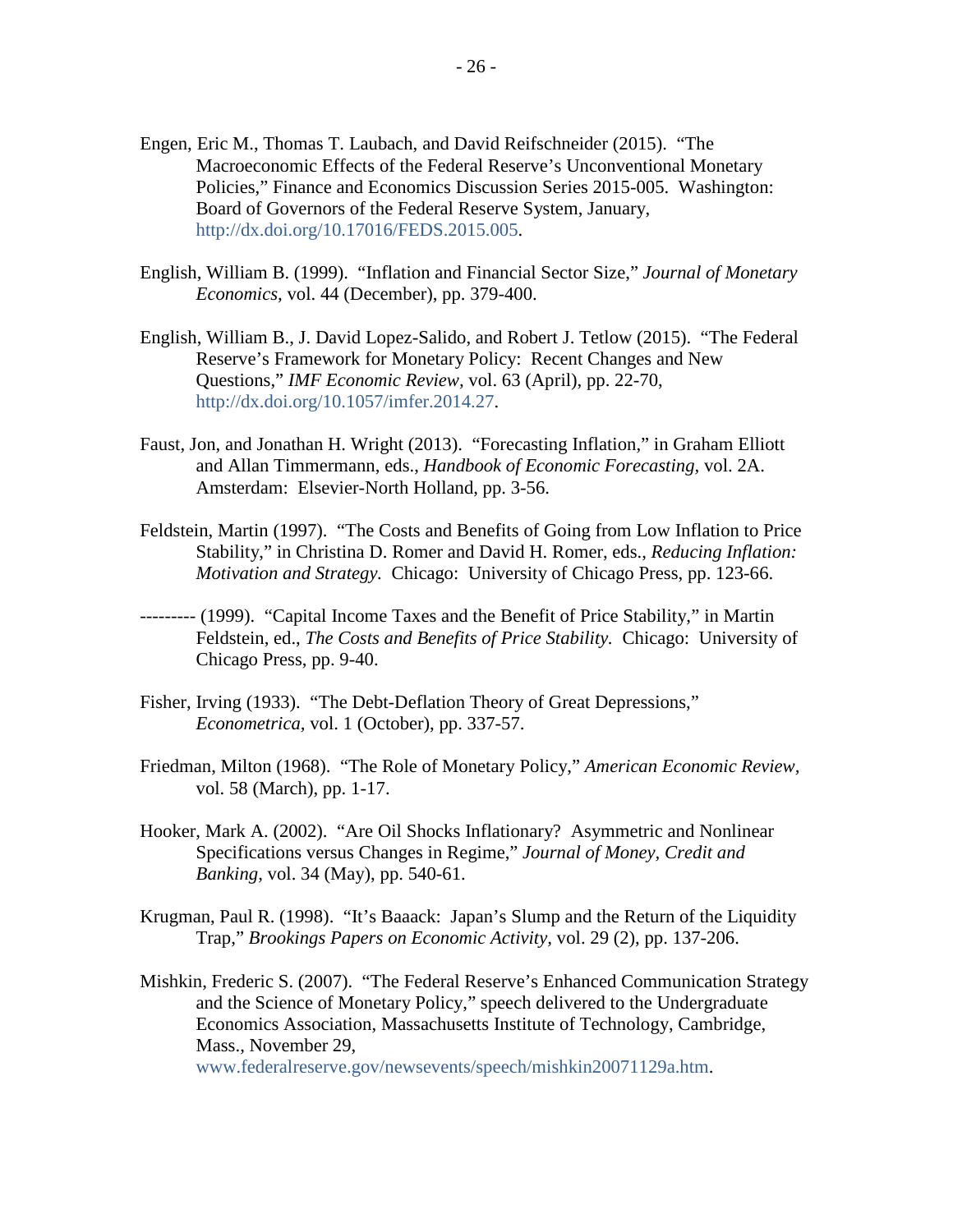Engen, Eric M., Thomas T. Laubach, and David Reifschneider (2015). "The Macroeconomic Effects of the Federal Reserve's Unconventional Monetary Policies," Finance and Economics Discussion Series 2015-005. Washington: Board of Governors of the Federal Reserve System, January, http://dx.doi.org/10.17016/FEDS.2015.005.

English, William B. (1999). "Inflation and Financial Sector Size," *Journal of Monetary Economics*, vol. 44 (December), pp. 379-400.

English, William B., J. David Lopez-Salido, and Robert J. Tetlow (2015). "The Federal Reserve's Framework for Monetary Policy: Recent Changes and New Questions," *IMF Economic Review*, vol. 63 (April), pp. 22-70, http://dx.doi.org/10.1057/imfer.2014.27.

Faust, Jon, and Jonathan H. Wright (2013). "Forecasting Inflation," in Graham Elliott and Allan Timmermann, eds., *Handbook of Economic Forecasting*, vol. 2A. Amsterdam: Elsevier-North Holland, pp. 3-56.

Feldstein, Martin (1997). "The Costs and Benefits of Going from Low Inflation to Price Stability," in Christina D. Romer and David H. Romer, eds., *Reducing Inflation: Motivation and Strategy*. Chicago: University of Chicago Press, pp. 123-66.

--------- (1999). "Capital Income Taxes and the Benefit of Price Stability," in Martin Feldstein, ed., *The Costs and Benefits of Price Stability*. Chicago: University of Chicago Press, pp. 9-40.

Fisher, Irving (1933). "The Debt-Deflation Theory of Great Depressions," *Econometrica*, vol. 1 (October), pp. 337-57.

Friedman, Milton (1968). "The Role of Monetary Policy," *American Economic Review*, vol. 58 (March), pp. 1-17.

Hooker, Mark A. (2002). "Are Oil Shocks Inflationary? Asymmetric and Nonlinear Specifications versus Changes in Regime," *Journal of Money, Credit and Banking*, vol. 34 (May), pp. 540-61.

Krugman, Paul R. (1998). "It's Baaack: Japan's Slump and the Return of the Liquidity Trap," *Brookings Papers on Economic Activity*, vol. 29 (2), pp. 137-206.

Mishkin, Frederic S. (2007). "The Federal Reserve's Enhanced Communication Strategy and the Science of Monetary Policy," speech delivered to the Undergraduate Economics Association, Massachusetts Institute of Technology, Cambridge, Mass., November 29, www.federalreserve.gov/newsevents/speech/mishkin20071129a.htm.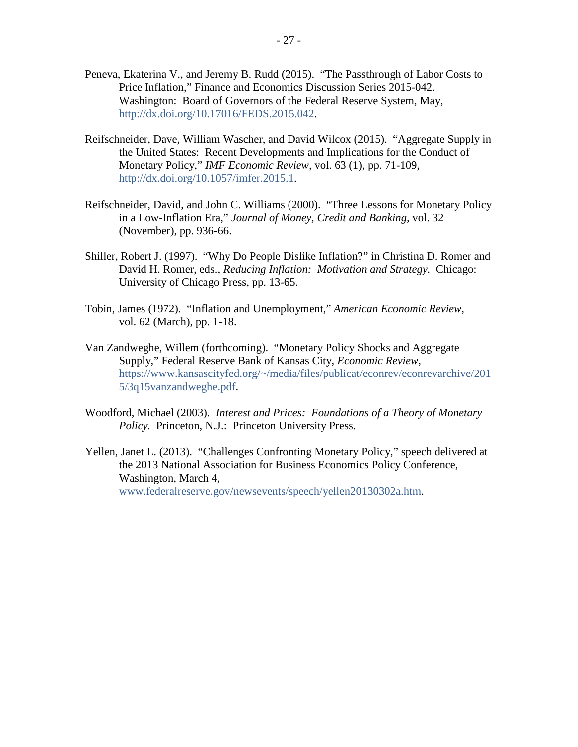Peneva, Ekaterina V., and Jeremy B. Rudd (2015). "The Passthrough of Labor Costs to Price Inflation," Finance and Economics Discussion Series 2015-042. Washington: Board of Governors of the Federal Reserve System, May, http://dx.doi.org/10.17016/FEDS.2015.042.

Reifschneider, Dave, William Wascher, and David Wilcox (2015). "Aggregate Supply in the United States: Recent Developments and Implications for the Conduct of Monetary Policy," *IMF Economic Review,* vol. 63 (1), pp. 71-109, http://dx.doi.org/10.1057/imfer.2015.1.

Reifschneider, David, and John C. Williams (2000). "Three Lessons for Monetary Policy in a Low-Inflation Era," *Journal of Money, Credit and Banking,* vol. 32 (November), pp. 936-66.

Shiller, Robert J. (1997). "Why Do People Dislike Inflation?" in Christina D. Romer and David H. Romer, eds., *Reducing Inflation: Motivation and Strategy.* Chicago: University of Chicago Press, pp. 13-65.

Tobin, James (1972). "Inflation and Unemployment," *American Economic Review,* vol. 62 (March), pp. 1-18.

Van Zandweghe, Willem (forthcoming). "Monetary Policy Shocks and Aggregate Supply," Federal Reserve Bank of Kansas City, *Economic Review,* https://www.kansascityfed.org/~/media/files/publicat/econrev/econrevarchive/2015/3q15vanzandweghe.pdf.

Woodford, Michael (2003). *Interest and Prices: Foundations of a Theory of Monetary Policy.* Princeton, N.J.: Princeton University Press.

Yellen, Janet L. (2013). "Challenges Confronting Monetary Policy," speech delivered at the 2013 National Association for Business Economics Policy Conference, Washington, March 4, www.federalreserve.gov/newsevents/speech/yellen20130302a.htm.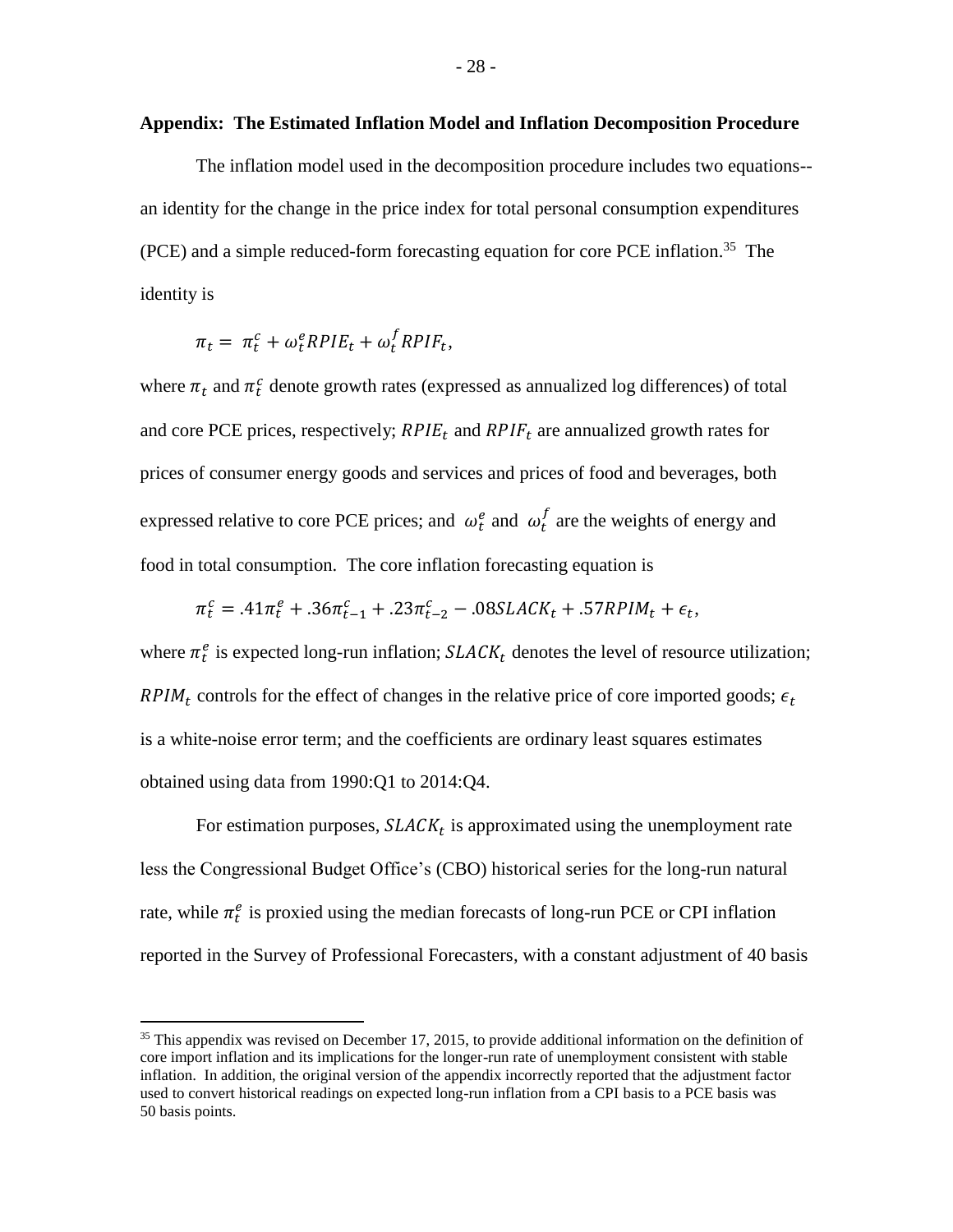## Appendix: The Estimated Inflation Model and Inflation Decomposition Procedure

The inflation model used in the decomposition procedure includes two equations--an identity for the change in the price index for total personal consumption expenditures (PCE) and a simple reduced-form forecasting equation for core PCE inflation.[35] The identity is

$$\pi_t = \pi_t^c + \omega_t^e RPIE_t + \omega_t^f RPIF_t,$$

where $\pi_t$ and $\pi_t^c$ denote growth rates (expressed as annualized log differences) of total and core PCE prices, respectively; $RPIE_t$ and $RPIF_t$ are annualized growth rates for prices of consumer energy goods and services and prices of food and beverages, both expressed relative to core PCE prices; and $\omega_t^e$ and $\omega_t^f$ are the weights of energy and food in total consumption. The core inflation forecasting equation is

$$\pi_t^c = .41\pi_t^e + .36\pi_{t-1}^c + .23\pi_{t-2}^c - .08SLACK_t + .57RPIM_t + \epsilon_t,$$

where $\pi_t^e$ is expected long-run inflation; $SLACK_t$ denotes the level of resource utilization; $RPIM_t$ controls for the effect of changes in the relative price of core imported goods; $\epsilon_t$ is a white-noise error term; and the coefficients are ordinary least squares estimates obtained using data from 1990:Q1 to 2014:Q4.

For estimation purposes, $SLACK_t$ is approximated using the unemployment rate less the Congressional Budget Office's (CBO) historical series for the long-run natural rate, while $\pi_t^e$ is proxied using the median forecasts of long-run PCE or CPI inflation reported in the Survey of Professional Forecasters, with a constant adjustment of 40 basis

[35] This appendix was revised on December 17, 2015, to provide additional information on the definition of core import inflation and its implications for the longer-run rate of unemployment consistent with stable inflation. In addition, the original version of the appendix incorrectly reported that the adjustment factor used to convert historical readings on expected long-run inflation from a CPI basis to a PCE basis was 50 basis points.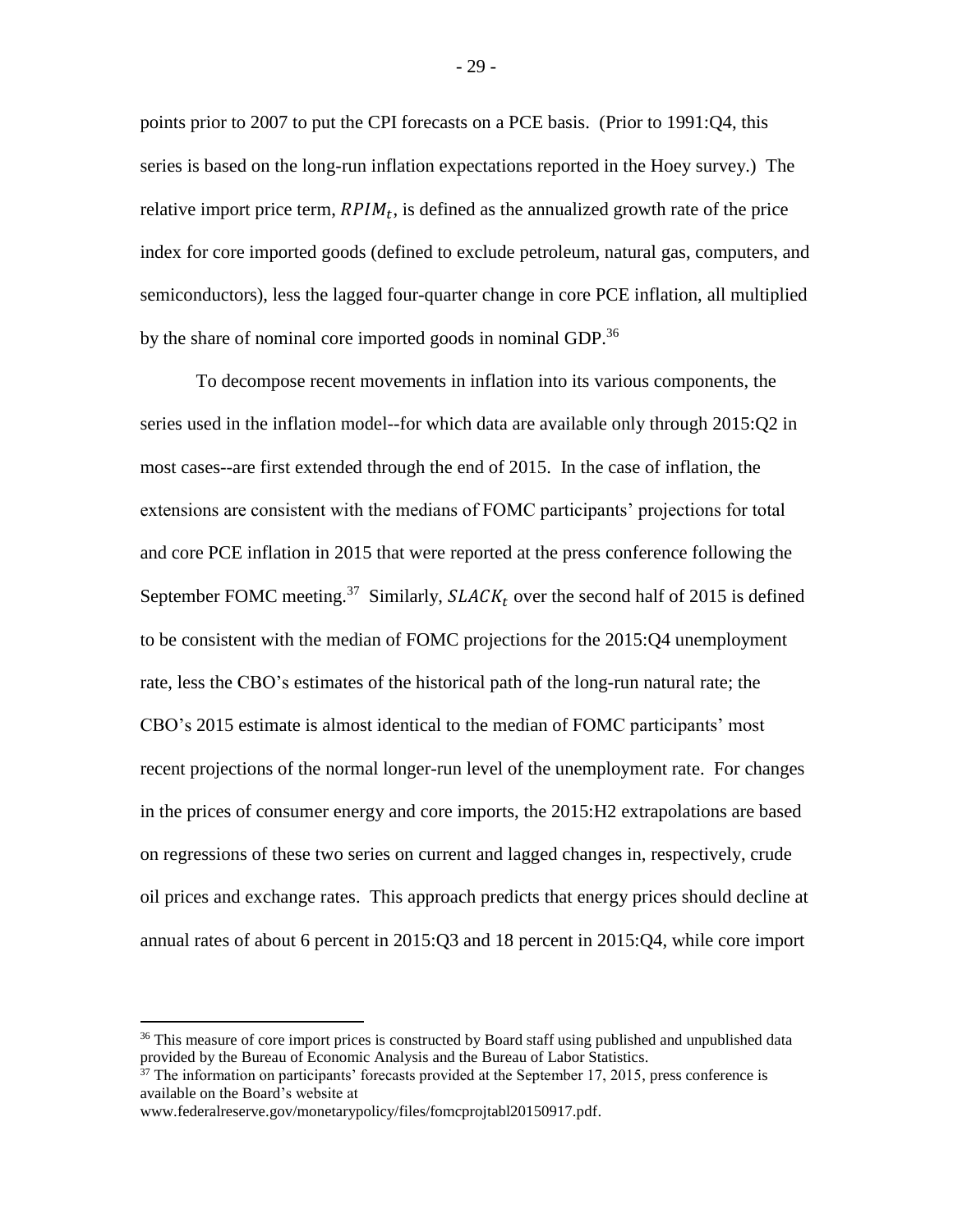points prior to 2007 to put the CPI forecasts on a PCE basis. (Prior to 1991:Q4, this series is based on the long-run inflation expectations reported in the Hoey survey.) The relative import price term, $RPIM_t$, is defined as the annualized growth rate of the price index for core imported goods (defined to exclude petroleum, natural gas, computers, and semiconductors), less the lagged four-quarter change in core PCE inflation, all multiplied by the share of nominal core imported goods in nominal GDP.[36]

To decompose recent movements in inflation into its various components, the series used in the inflation model--for which data are available only through 2015:Q2 in most cases--are first extended through the end of 2015. In the case of inflation, the extensions are consistent with the medians of FOMC participants' projections for total and core PCE inflation in 2015 that were reported at the press conference following the September FOMC meeting.[37] Similarly, $SLACK_t$ over the second half of 2015 is defined to be consistent with the median of FOMC projections for the 2015:Q4 unemployment rate, less the CBO's estimates of the historical path of the long-run natural rate; the CBO's 2015 estimate is almost identical to the median of FOMC participants' most recent projections of the normal longer-run level of the unemployment rate. For changes in the prices of consumer energy and core imports, the 2015:H2 extrapolations are based on regressions of these two series on current and lagged changes in, respectively, crude oil prices and exchange rates. This approach predicts that energy prices should decline at annual rates of about 6 percent in 2015:Q3 and 18 percent in 2015:Q4, while core import

[36] This measure of core import prices is constructed by Board staff using published and unpublished data provided by the Bureau of Economic Analysis and the Bureau of Labor Statistics.

[37] The information on participants' forecasts provided at the September 17, 2015, press conference is available on the Board's website at www.federalreserve.gov/monetarypolicy/files/fomcprojtabl20150917.pdf.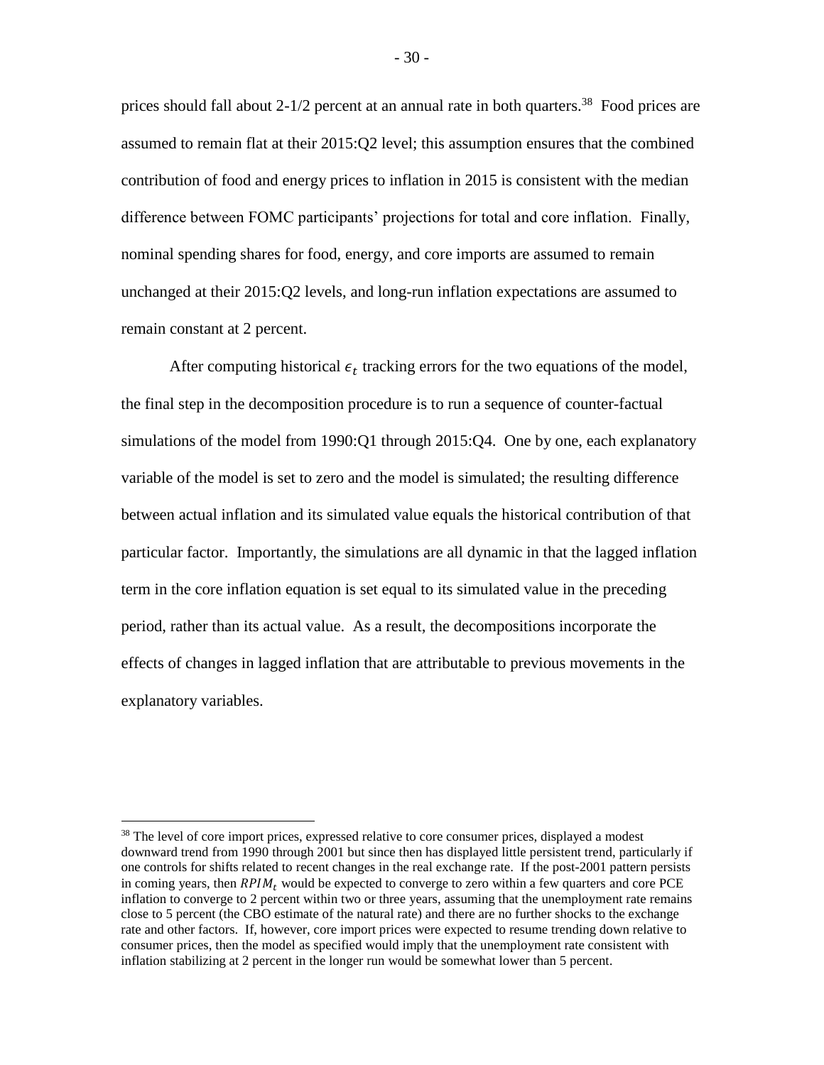prices should fall about 2-1/2 percent at an annual rate in both quarters.[38] Food prices are assumed to remain flat at their 2015:Q2 level; this assumption ensures that the combined contribution of food and energy prices to inflation in 2015 is consistent with the median difference between FOMC participants' projections for total and core inflation. Finally, nominal spending shares for food, energy, and core imports are assumed to remain unchanged at their 2015:Q2 levels, and long-run inflation expectations are assumed to remain constant at 2 percent.

After computing historical $\epsilon_t$ tracking errors for the two equations of the model, the final step in the decomposition procedure is to run a sequence of counter-factual simulations of the model from 1990:Q1 through 2015:Q4. One by one, each explanatory variable of the model is set to zero and the model is simulated; the resulting difference between actual inflation and its simulated value equals the historical contribution of that particular factor. Importantly, the simulations are all dynamic in that the lagged inflation term in the core inflation equation is set equal to its simulated value in the preceding period, rather than its actual value. As a result, the decompositions incorporate the effects of changes in lagged inflation that are attributable to previous movements in the explanatory variables.

[38] The level of core import prices, expressed relative to core consumer prices, displayed a modest downward trend from 1990 through 2001 but since then has displayed little persistent trend, particularly if one controls for shifts related to recent changes in the real exchange rate. If the post-2001 pattern persists in coming years, then $RPIM_t$ would be expected to converge to zero within a few quarters and core PCE inflation to converge to 2 percent within two or three years, assuming that the unemployment rate remains close to 5 percent (the CBO estimate of the natural rate) and there are no further shocks to the exchange rate and other factors. If, however, core import prices were expected to resume trending down relative to consumer prices, then the model as specified would imply that the unemployment rate consistent with inflation stabilizing at 2 percent in the longer run would be somewhat lower than 5 percent.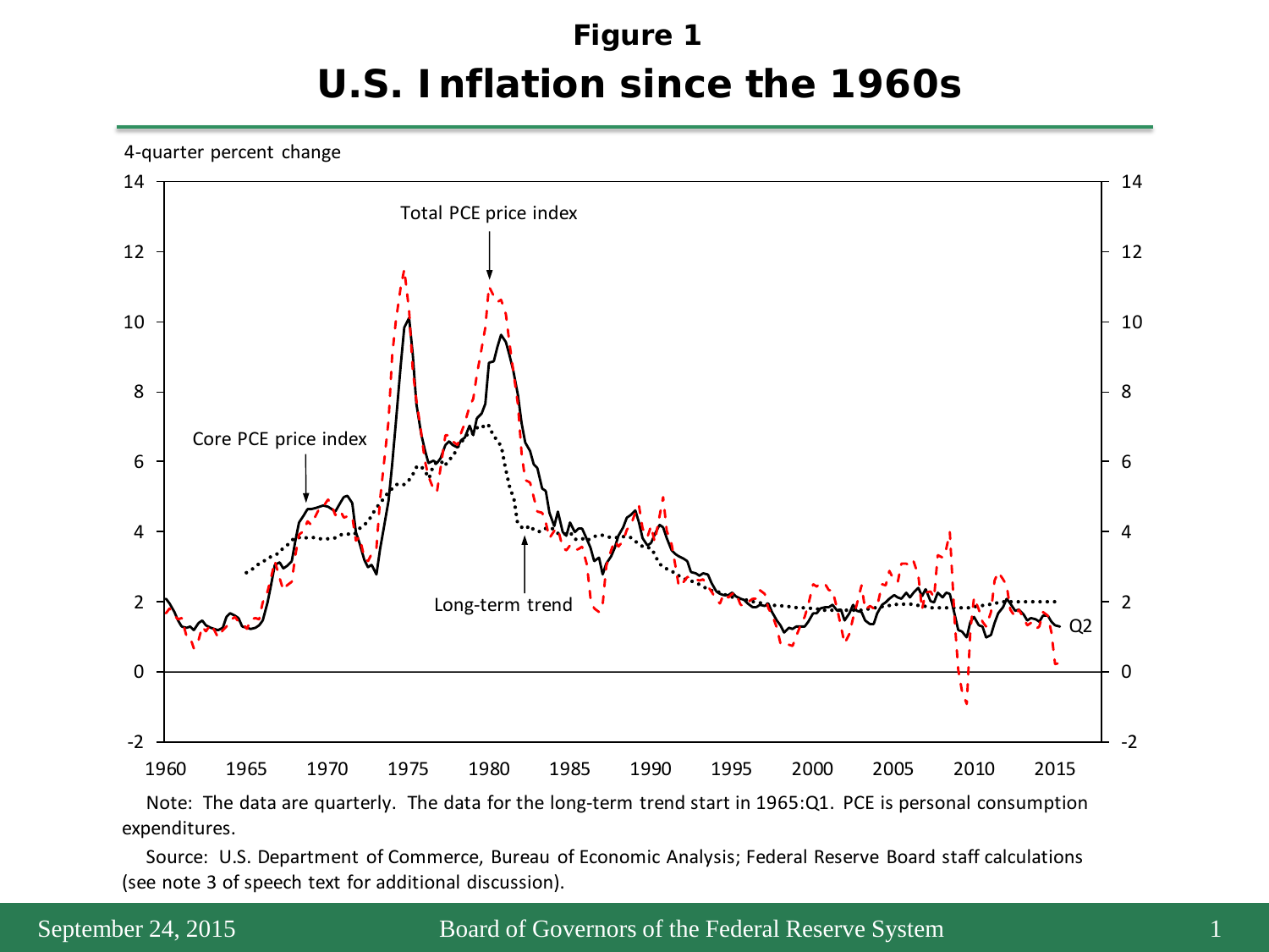# Figure 1

## U.S. Inflation since the 1960s

Note: The data are quarterly. The data for the long-term trend start in 1965:Q1. PCE is personal consumption expenditures.

Source: U.S. Department of Commerce, Bureau of Economic Analysis; Federal Reserve Board staff calculations (see note 3 of speech text for additional discussion).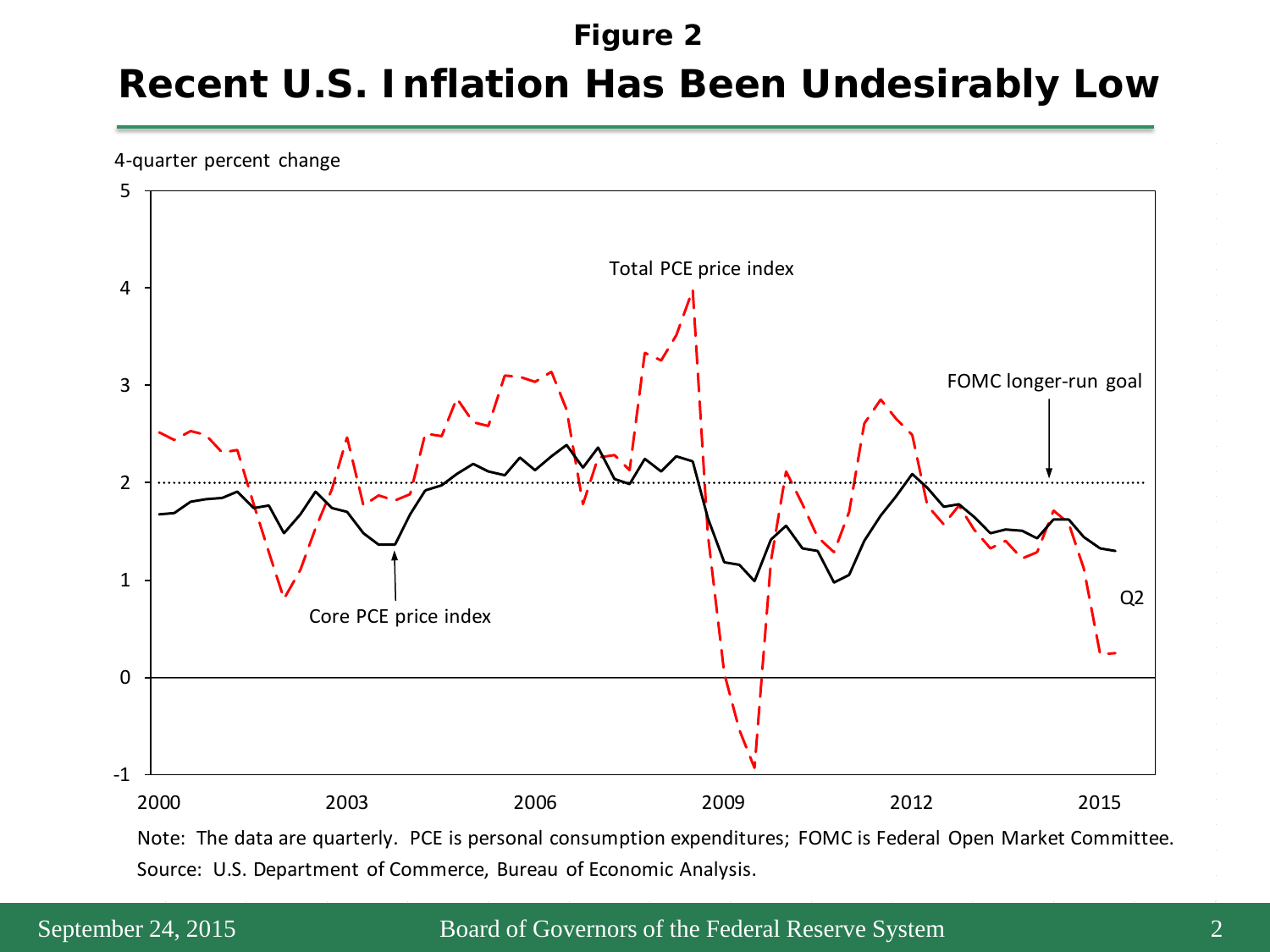**Figure 2**

# Recent U.S. Inflation Has Been Undesirably Low

4-quarter percent change

Total PCE price index

FOMC longer-run goal

Core PCE price index

Q2

Note: The data are quarterly. PCE is personal consumption expenditures; FOMC is Federal Open Market Committee.

Source: U.S. Department of Commerce, Bureau of Economic Analysis.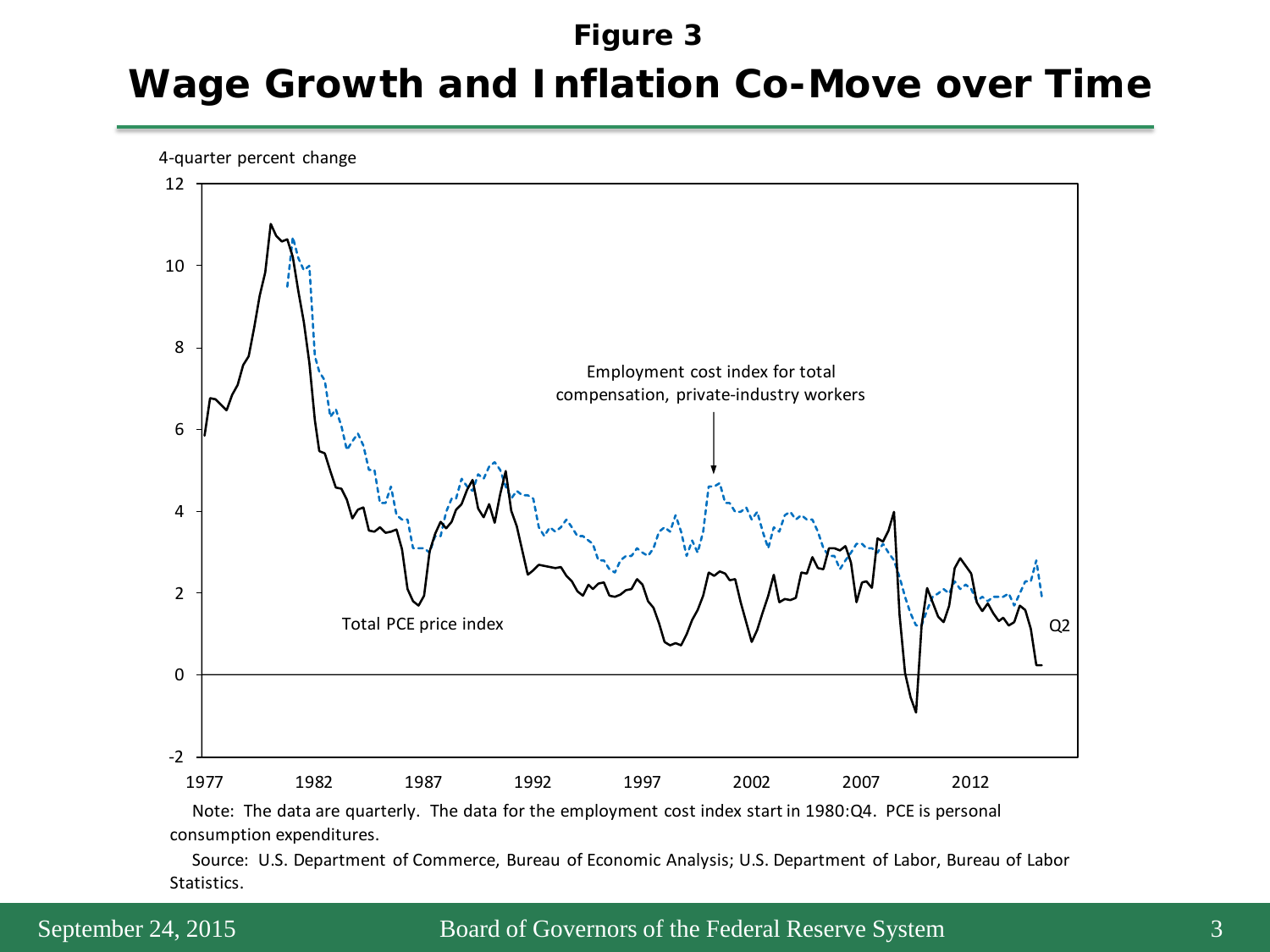**Figure 3**

# Wage Growth and Inflation Co-Move over Time

4-quarter percent change

Employment cost index for total compensation, private-industry workers

Total PCE price index

Q2

Note: The data are quarterly. The data for the employment cost index start in 1980:Q4. PCE is personal consumption expenditures.

Source: U.S. Department of Commerce, Bureau of Economic Analysis; U.S. Department of Labor, Bureau of Labor Statistics.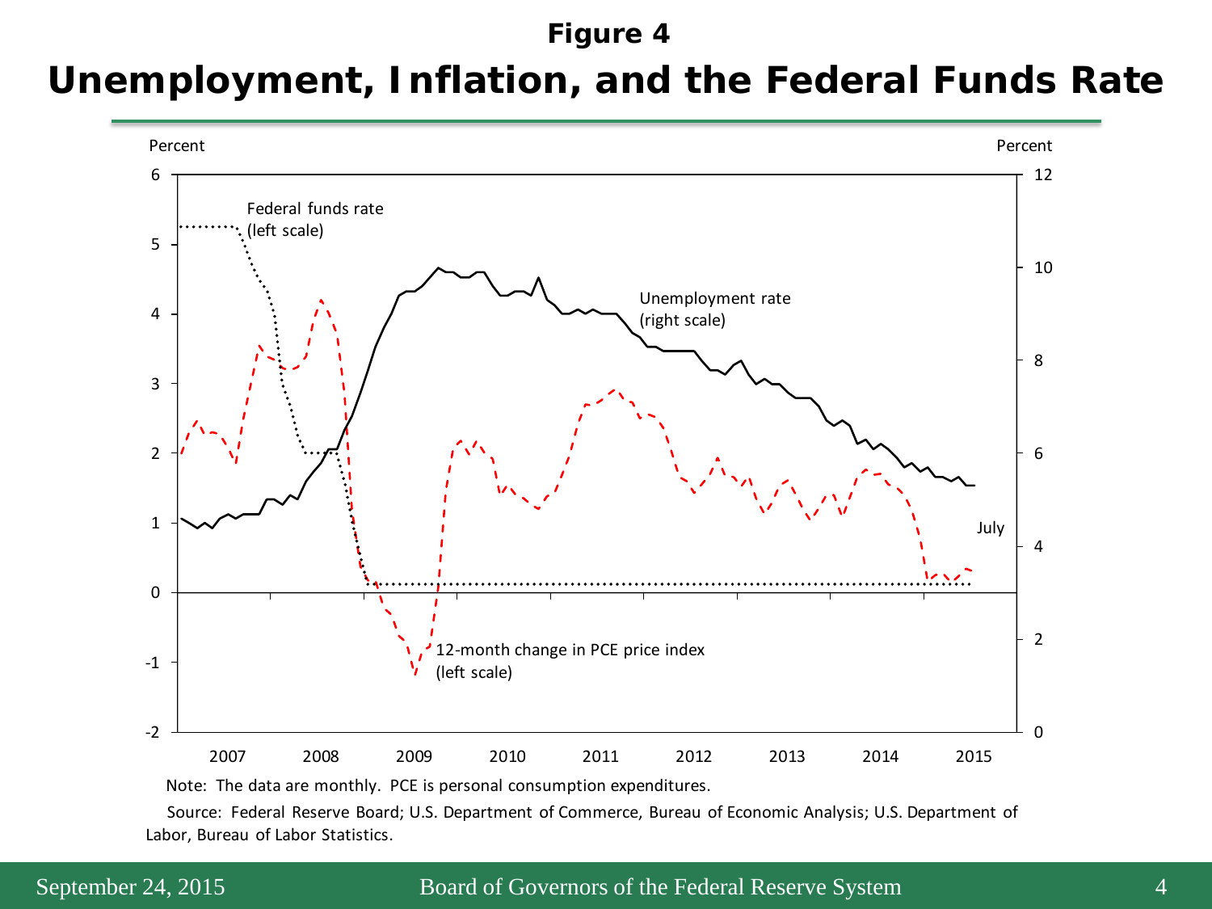**Figure 4**

# Unemployment, Inflation, and the Federal Funds Rate

Percent | Percent

Federal funds rate (left scale)

Unemployment rate (right scale)

12-month change in PCE price index (left scale)

July

Note: The data are monthly. PCE is personal consumption expenditures.

Source: Federal Reserve Board; U.S. Department of Commerce, Bureau of Economic Analysis; U.S. Department of Labor, Bureau of Labor Statistics.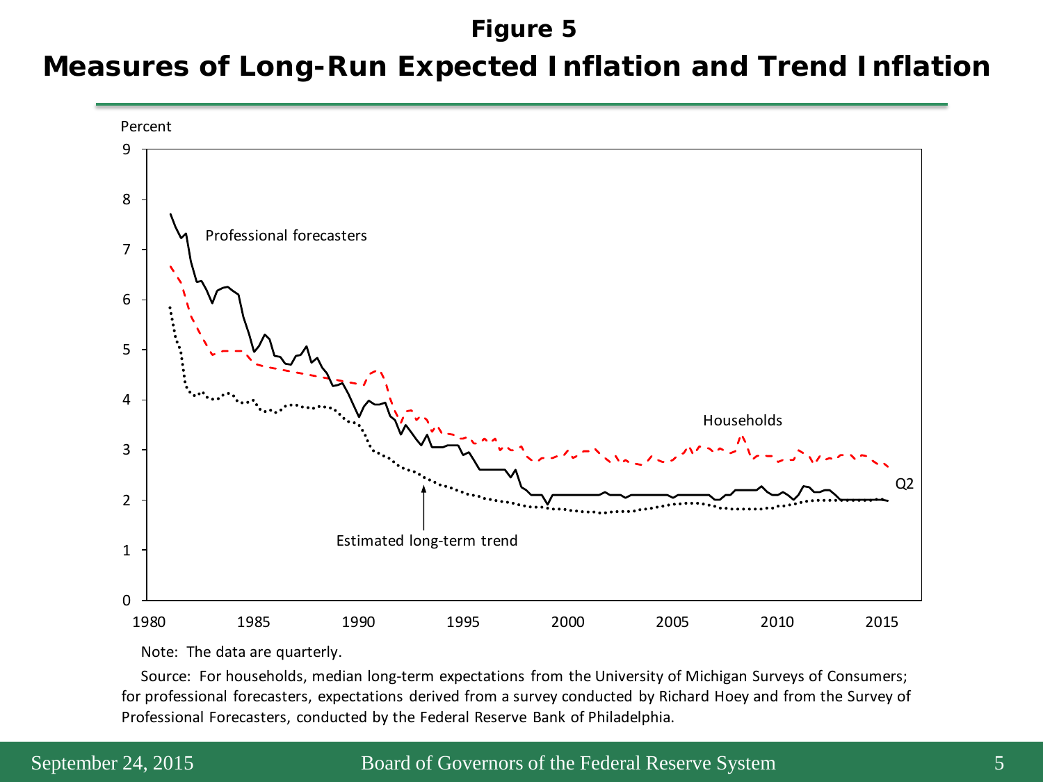# Figure 5

## Measures of Long-Run Expected Inflation and Trend Inflation

Percent

Professional forecasters

Households

Q2

Estimated long-term trend

Note: The data are quarterly.

Source: For households, median long-term expectations from the University of Michigan Surveys of Consumers; for professional forecasters, expectations derived from a survey conducted by Richard Hoey and from the Survey of Professional Forecasters, conducted by the Federal Reserve Bank of Philadelphia.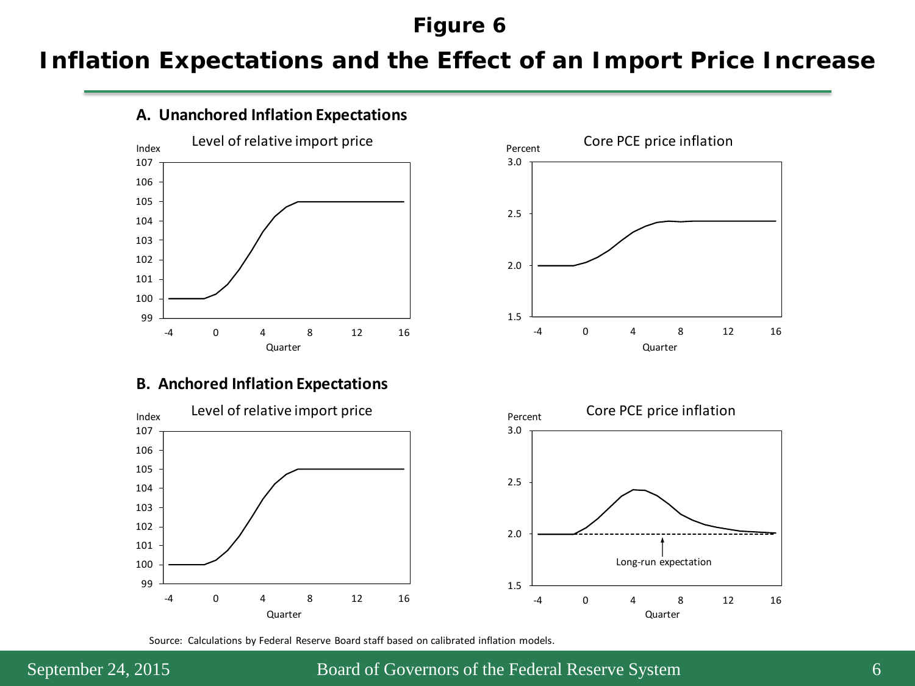# Figure 6

## Inflation Expectations and the Effect of an Import Price Increase

### A. Unanchored Inflation Expectations

Level of relative import price

Index

107
106
105
104
103
102
101
100
99

-4 0 4 8 12 16

Quarter

Core PCE price inflation

Percent

3.0
2.5
2.0
1.5

-4 0 4 8 12 16

Quarter

### B. Anchored Inflation Expectations

Level of relative import price

Index

107
106
105
104
103
102
101
100
99

-4 0 4 8 12 16

Quarter

Core PCE price inflation

Percent

3.0
2.5
2.0
1.5

Long-run expectation

-4 0 4 8 12 16

Quarter

Source: Calculations by Federal Reserve Board staff based on calibrated inflation models.

September 24, 2015 Board of Governors of the Federal Reserve System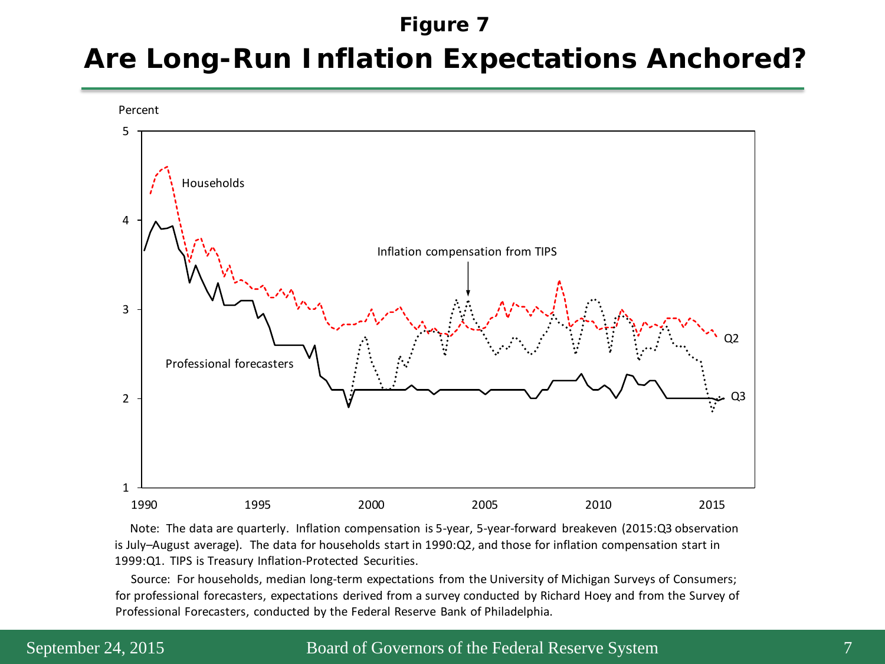**Figure 7**

# Are Long-Run Inflation Expectations Anchored?

Note: The data are quarterly. Inflation compensation is 5-year, 5-year-forward breakeven (2015:Q3 observation is July–August average). The data for households start in 1990:Q2, and those for inflation compensation start in 1999:Q1. TIPS is Treasury Inflation-Protected Securities.

Source: For households, median long-term expectations from the University of Michigan Surveys of Consumers; for professional forecasters, expectations derived from a survey conducted by Richard Hoey and from the Survey of Professional Forecasters, conducted by the Federal Reserve Bank of Philadelphia.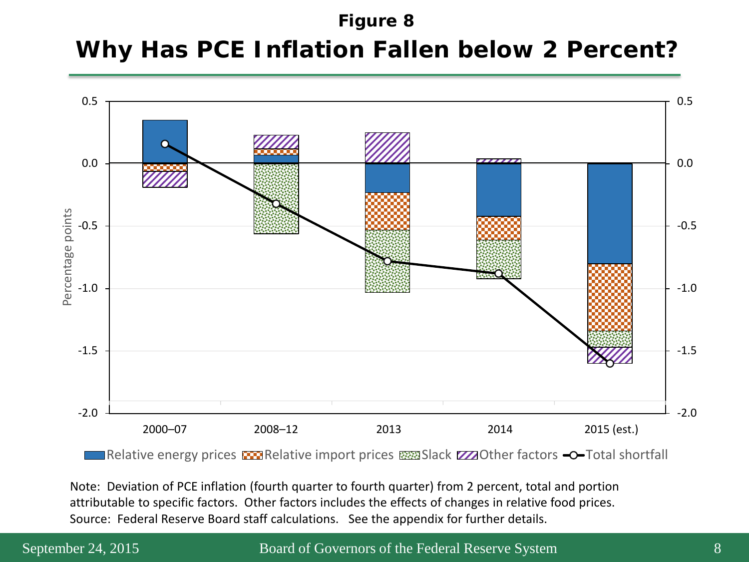# Figure 8

## Why Has PCE Inflation Fallen below 2 Percent?

Percentage points

Relative energy prices | Relative import prices | Slack | Other factors | Total shortfall

2000–07 | 2008–12 | 2013 | 2014 | 2015 (est.)

Note: Deviation of PCE inflation (fourth quarter to fourth quarter) from 2 percent, total and portion attributable to specific factors. Other factors includes the effects of changes in relative food prices.
Source: Federal Reserve Board staff calculations. See the appendix for further details.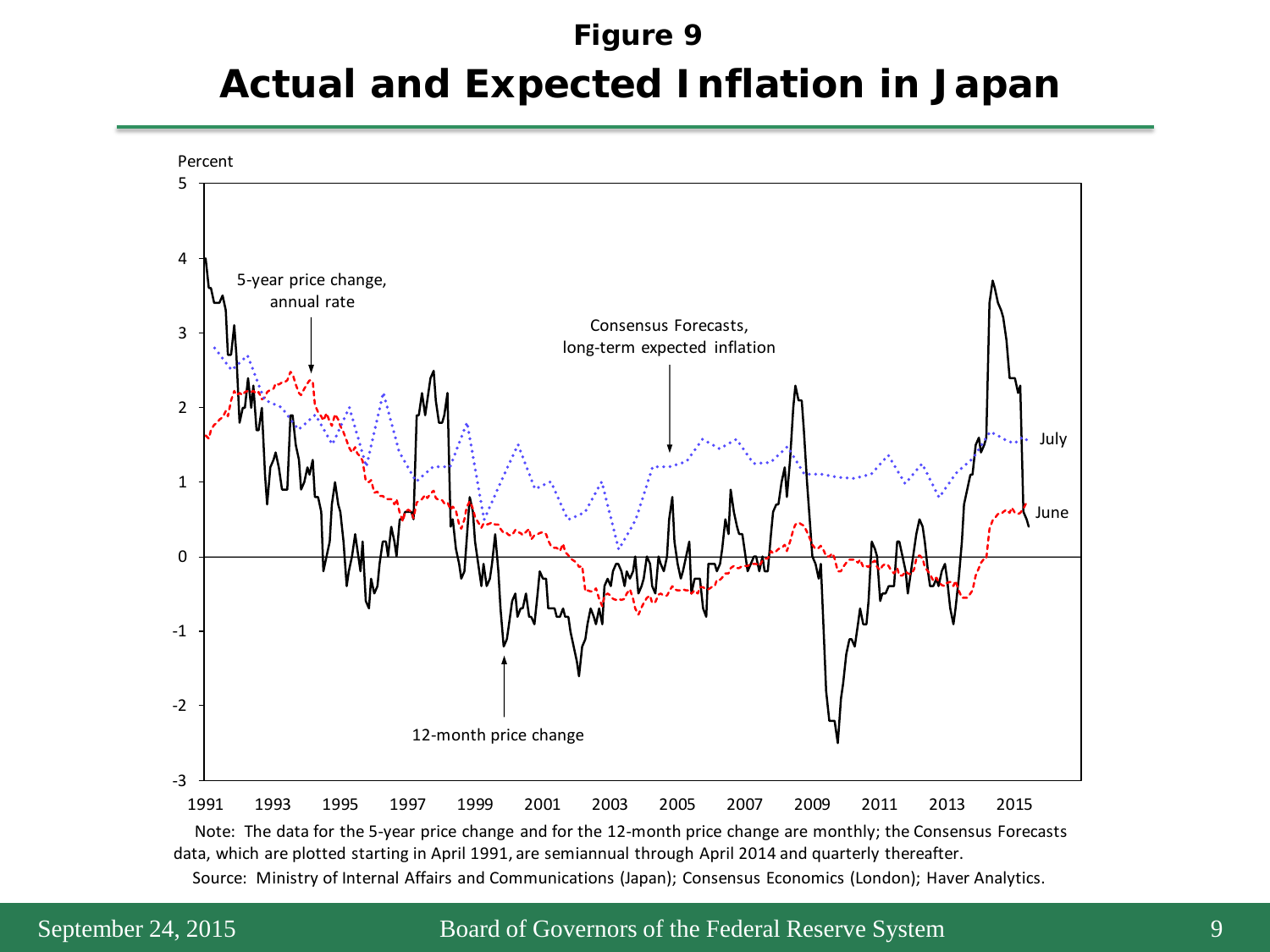Figure 9

# Actual and Expected Inflation in Japan

Percent

5
4
3
2
1
0
-1
-2
-3

1991
1993
1995
1997
1999
2001
2003
2005
2007
2009
2011
2013
2015

5-year price change, annual rate

Consensus Forecasts, long-term expected inflation

12-month price change

July

June

Note: The data for the 5-year price change and for the 12-month price change are monthly; the Consensus Forecasts data, which are plotted starting in April 1991, are semiannual through April 2014 and quarterly thereafter.

Source: Ministry of Internal Affairs and Communications (Japan); Consensus Economics (London); Haver Analytics.